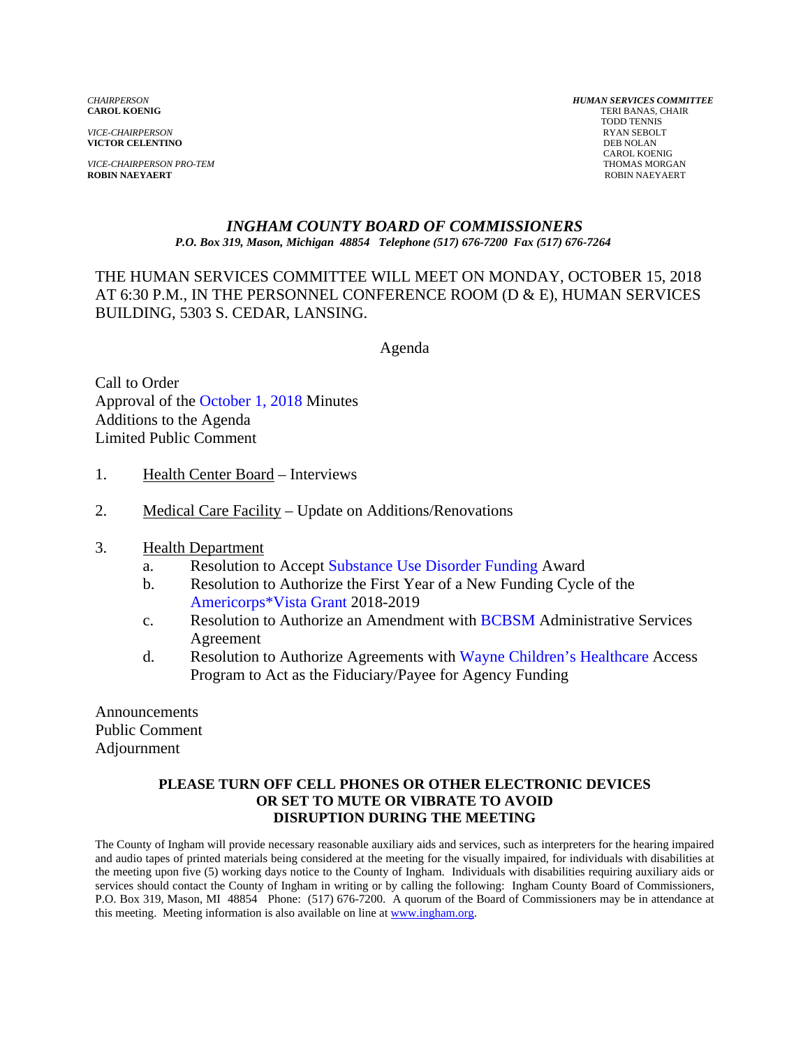*CHAIRPERSON*
**CAROL KOENIG**

*VICE-CHAIRPERSON*
**VICTOR CELENTINO**

*VICE-CHAIRPERSON PRO-TEM*
**ROBIN NAEYAERT**

***HUMAN SERVICES COMMITTEE***
TERI BANAS, CHAIR
TODD TENNIS
RYAN SEBOLT
DEB NOLAN
CAROL KOENIG
THOMAS MORGAN
ROBIN NAEYAERT

# *INGHAM COUNTY BOARD OF COMMISSIONERS*

***P.O. Box 319, Mason, Michigan 48854 Telephone (517) 676-7200 Fax (517) 676-7264***

THE HUMAN SERVICES COMMITTEE WILL MEET ON MONDAY, OCTOBER 15, 2018 AT 6:30 P.M., IN THE PERSONNEL CONFERENCE ROOM (D & E), HUMAN SERVICES BUILDING, 5303 S. CEDAR, LANSING.

Agenda

Call to Order
Approval of the October 1, 2018 Minutes
Additions to the Agenda
Limited Public Comment

1. Health Center Board – Interviews

2. Medical Care Facility – Update on Additions/Renovations

3. Health Department
   a. Resolution to Accept Substance Use Disorder Funding Award
   b. Resolution to Authorize the First Year of a New Funding Cycle of the Americorps*Vista Grant 2018-2019
   c. Resolution to Authorize an Amendment with BCBSM Administrative Services Agreement
   d. Resolution to Authorize Agreements with Wayne Children's Healthcare Access Program to Act as the Fiduciary/Payee for Agency Funding

Announcements
Public Comment
Adjournment

**PLEASE TURN OFF CELL PHONES OR OTHER ELECTRONIC DEVICES OR SET TO MUTE OR VIBRATE TO AVOID DISRUPTION DURING THE MEETING**

The County of Ingham will provide necessary reasonable auxiliary aids and services, such as interpreters for the hearing impaired and audio tapes of printed materials being considered at the meeting for the visually impaired, for individuals with disabilities at the meeting upon five (5) working days notice to the County of Ingham. Individuals with disabilities requiring auxiliary aids or services should contact the County of Ingham in writing or by calling the following: Ingham County Board of Commissioners, P.O. Box 319, Mason, MI 48854 Phone: (517) 676-7200. A quorum of the Board of Commissioners may be in attendance at this meeting. Meeting information is also available on line at www.ingham.org.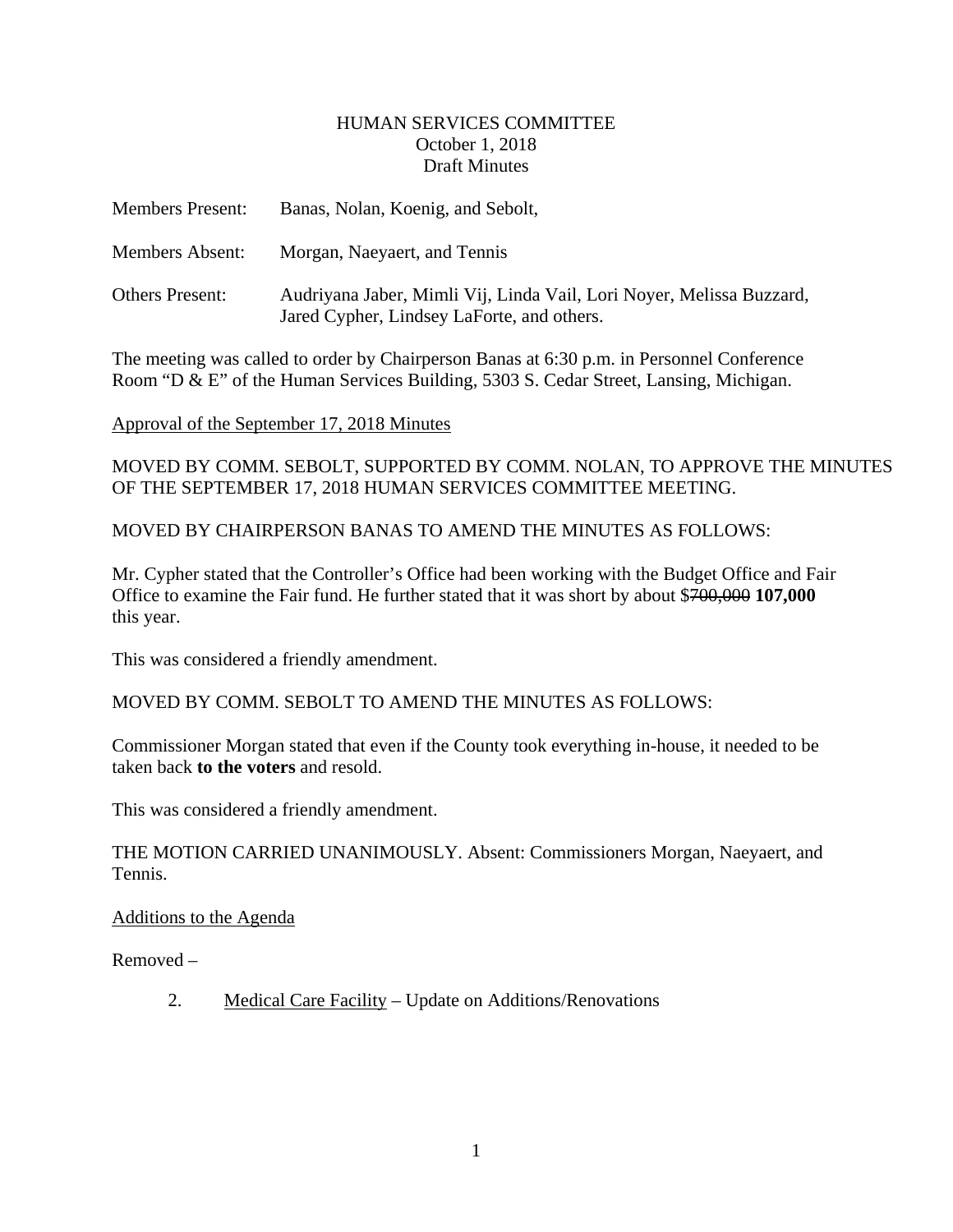HUMAN SERVICES COMMITTEE
October 1, 2018
Draft Minutes

Members Present: Banas, Nolan, Koenig, and Sebolt,

Members Absent: Morgan, Naeyaert, and Tennis

Others Present: Audriyana Jaber, Mimli Vij, Linda Vail, Lori Noyer, Melissa Buzzard, Jared Cypher, Lindsey LaForte, and others.

The meeting was called to order by Chairperson Banas at 6:30 p.m. in Personnel Conference Room "D & E" of the Human Services Building, 5303 S. Cedar Street, Lansing, Michigan.

Approval of the September 17, 2018 Minutes

MOVED BY COMM. SEBOLT, SUPPORTED BY COMM. NOLAN, TO APPROVE THE MINUTES OF THE SEPTEMBER 17, 2018 HUMAN SERVICES COMMITTEE MEETING.

MOVED BY CHAIRPERSON BANAS TO AMEND THE MINUTES AS FOLLOWS:

Mr. Cypher stated that the Controller's Office had been working with the Budget Office and Fair Office to examine the Fair fund. He further stated that it was short by about $~~700,000~~ **107,000** this year.

This was considered a friendly amendment.

MOVED BY COMM. SEBOLT TO AMEND THE MINUTES AS FOLLOWS:

Commissioner Morgan stated that even if the County took everything in-house, it needed to be taken back **to the voters** and resold.

This was considered a friendly amendment.

THE MOTION CARRIED UNANIMOUSLY. Absent: Commissioners Morgan, Naeyaert, and Tennis.

Additions to the Agenda

Removed –

2. Medical Care Facility – Update on Additions/Renovations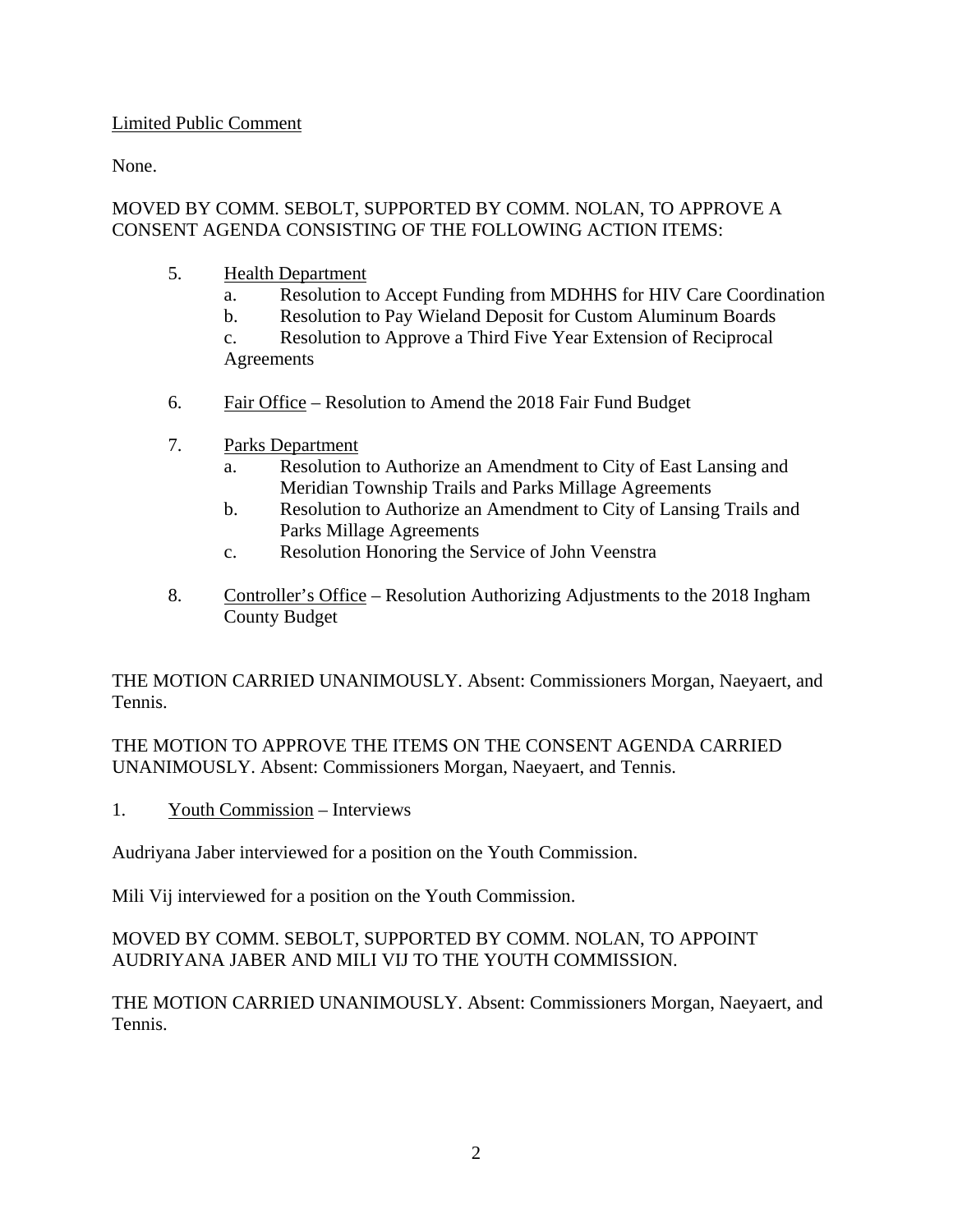Limited Public Comment

None.

MOVED BY COMM. SEBOLT, SUPPORTED BY COMM. NOLAN, TO APPROVE A CONSENT AGENDA CONSISTING OF THE FOLLOWING ACTION ITEMS:

5. Health Department
   a. Resolution to Accept Funding from MDHHS for HIV Care Coordination
   b. Resolution to Pay Wieland Deposit for Custom Aluminum Boards
   c. Resolution to Approve a Third Five Year Extension of Reciprocal Agreements

6. Fair Office – Resolution to Amend the 2018 Fair Fund Budget

7. Parks Department
   a. Resolution to Authorize an Amendment to City of East Lansing and Meridian Township Trails and Parks Millage Agreements
   b. Resolution to Authorize an Amendment to City of Lansing Trails and Parks Millage Agreements
   c. Resolution Honoring the Service of John Veenstra

8. Controller's Office – Resolution Authorizing Adjustments to the 2018 Ingham County Budget

THE MOTION CARRIED UNANIMOUSLY. Absent: Commissioners Morgan, Naeyaert, and Tennis.

THE MOTION TO APPROVE THE ITEMS ON THE CONSENT AGENDA CARRIED UNANIMOUSLY. Absent: Commissioners Morgan, Naeyaert, and Tennis.

1. Youth Commission – Interviews

Audriyana Jaber interviewed for a position on the Youth Commission.

Mili Vij interviewed for a position on the Youth Commission.

MOVED BY COMM. SEBOLT, SUPPORTED BY COMM. NOLAN, TO APPOINT AUDRIYANA JABER AND MILI VIJ TO THE YOUTH COMMISSION.

THE MOTION CARRIED UNANIMOUSLY. Absent: Commissioners Morgan, Naeyaert, and Tennis.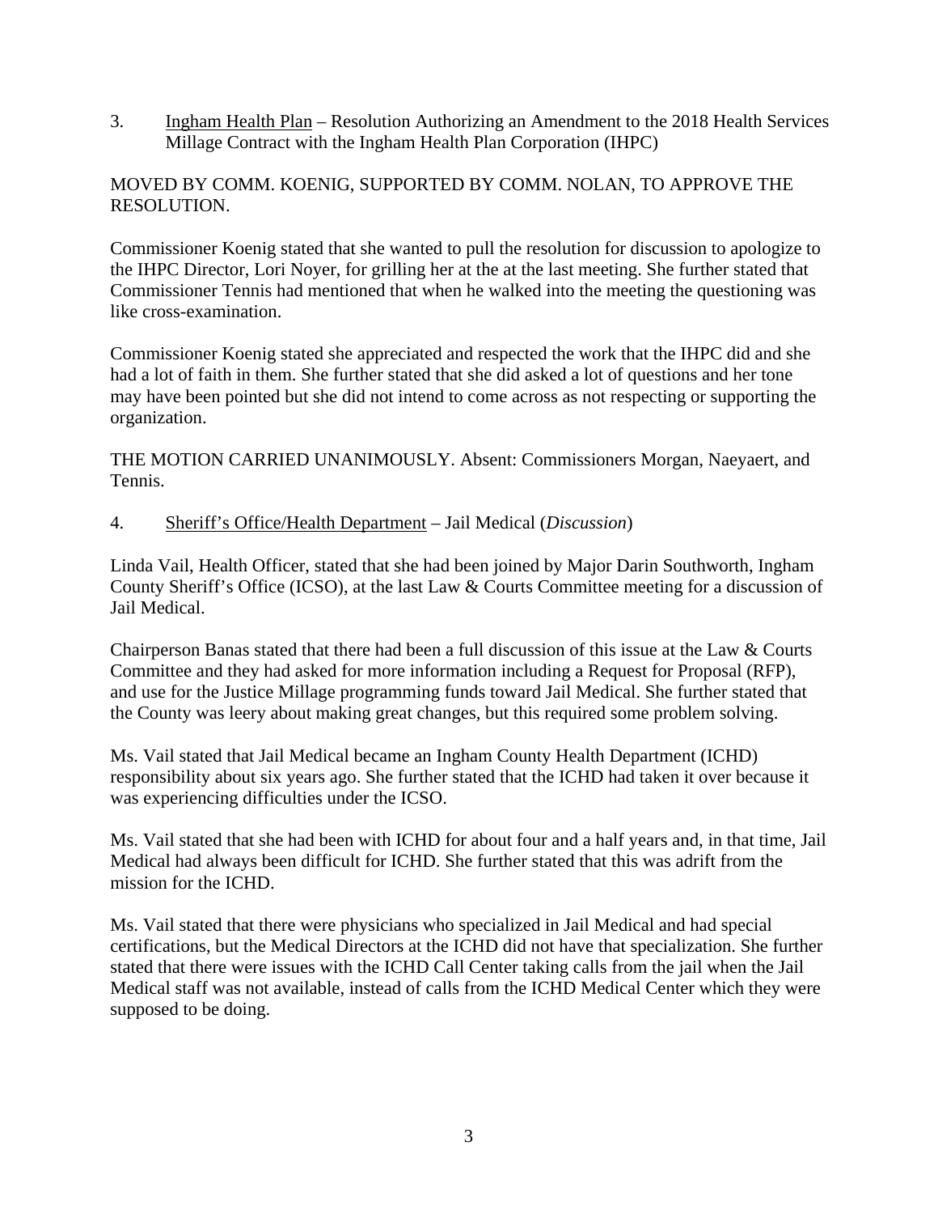3. <u>Ingham Health Plan</u> – Resolution Authorizing an Amendment to the 2018 Health Services Millage Contract with the Ingham Health Plan Corporation (IHPC)

MOVED BY COMM. KOENIG, SUPPORTED BY COMM. NOLAN, TO APPROVE THE RESOLUTION.

Commissioner Koenig stated that she wanted to pull the resolution for discussion to apologize to the IHPC Director, Lori Noyer, for grilling her at the at the last meeting. She further stated that Commissioner Tennis had mentioned that when he walked into the meeting the questioning was like cross-examination.

Commissioner Koenig stated she appreciated and respected the work that the IHPC did and she had a lot of faith in them. She further stated that she did asked a lot of questions and her tone may have been pointed but she did not intend to come across as not respecting or supporting the organization.

THE MOTION CARRIED UNANIMOUSLY. Absent: Commissioners Morgan, Naeyaert, and Tennis.

4. <u>Sheriff's Office/Health Department</u> – Jail Medical (*Discussion*)

Linda Vail, Health Officer, stated that she had been joined by Major Darin Southworth, Ingham County Sheriff's Office (ICSO), at the last Law & Courts Committee meeting for a discussion of Jail Medical.

Chairperson Banas stated that there had been a full discussion of this issue at the Law & Courts Committee and they had asked for more information including a Request for Proposal (RFP), and use for the Justice Millage programming funds toward Jail Medical. She further stated that the County was leery about making great changes, but this required some problem solving.

Ms. Vail stated that Jail Medical became an Ingham County Health Department (ICHD) responsibility about six years ago. She further stated that the ICHD had taken it over because it was experiencing difficulties under the ICSO.

Ms. Vail stated that she had been with ICHD for about four and a half years and, in that time, Jail Medical had always been difficult for ICHD. She further stated that this was adrift from the mission for the ICHD.

Ms. Vail stated that there were physicians who specialized in Jail Medical and had special certifications, but the Medical Directors at the ICHD did not have that specialization. She further stated that there were issues with the ICHD Call Center taking calls from the jail when the Jail Medical staff was not available, instead of calls from the ICHD Medical Center which they were supposed to be doing.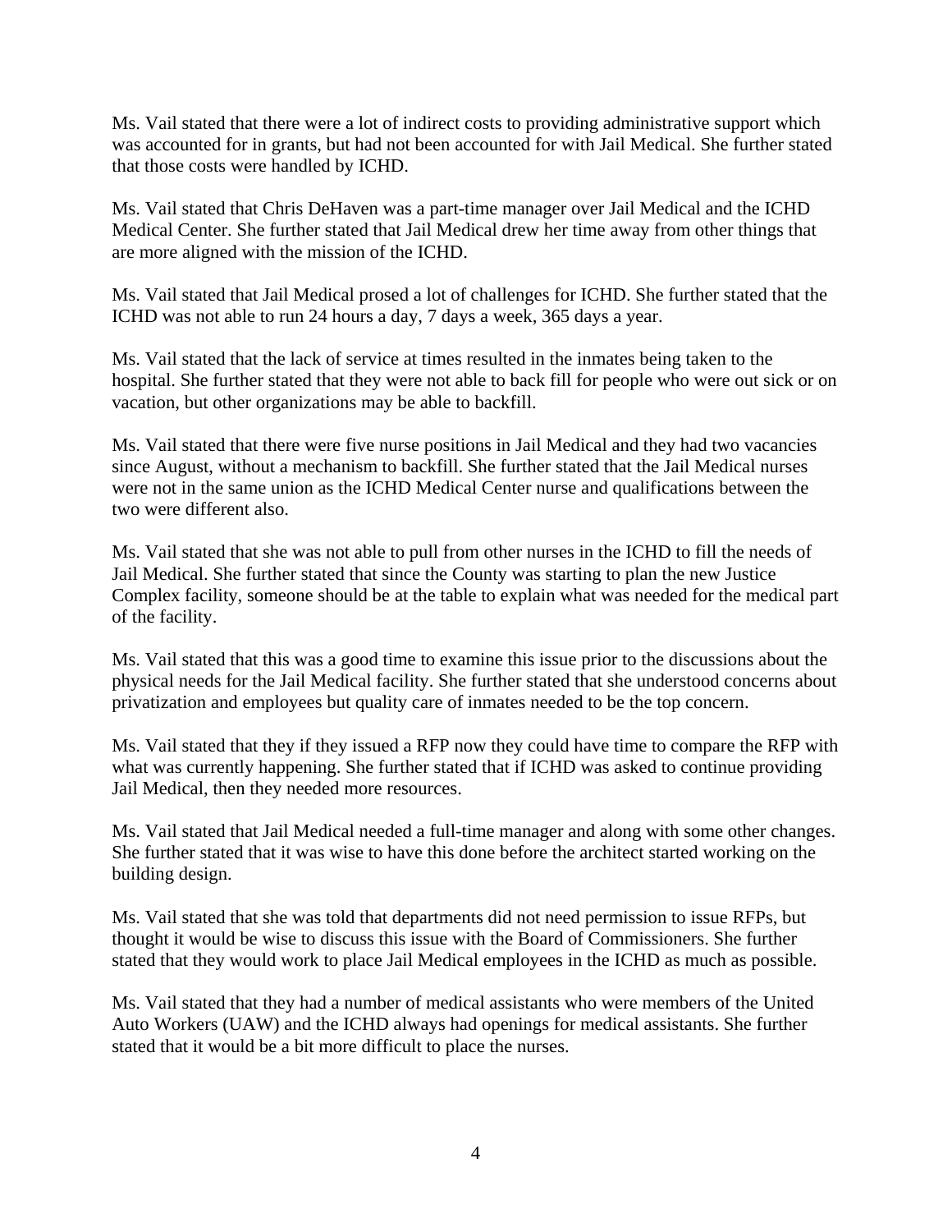Ms. Vail stated that there were a lot of indirect costs to providing administrative support which was accounted for in grants, but had not been accounted for with Jail Medical. She further stated that those costs were handled by ICHD.

Ms. Vail stated that Chris DeHaven was a part-time manager over Jail Medical and the ICHD Medical Center. She further stated that Jail Medical drew her time away from other things that are more aligned with the mission of the ICHD.

Ms. Vail stated that Jail Medical prosed a lot of challenges for ICHD. She further stated that the ICHD was not able to run 24 hours a day, 7 days a week, 365 days a year.

Ms. Vail stated that the lack of service at times resulted in the inmates being taken to the hospital. She further stated that they were not able to back fill for people who were out sick or on vacation, but other organizations may be able to backfill.

Ms. Vail stated that there were five nurse positions in Jail Medical and they had two vacancies since August, without a mechanism to backfill. She further stated that the Jail Medical nurses were not in the same union as the ICHD Medical Center nurse and qualifications between the two were different also.

Ms. Vail stated that she was not able to pull from other nurses in the ICHD to fill the needs of Jail Medical. She further stated that since the County was starting to plan the new Justice Complex facility, someone should be at the table to explain what was needed for the medical part of the facility.

Ms. Vail stated that this was a good time to examine this issue prior to the discussions about the physical needs for the Jail Medical facility. She further stated that she understood concerns about privatization and employees but quality care of inmates needed to be the top concern.

Ms. Vail stated that they if they issued a RFP now they could have time to compare the RFP with what was currently happening. She further stated that if ICHD was asked to continue providing Jail Medical, then they needed more resources.

Ms. Vail stated that Jail Medical needed a full-time manager and along with some other changes. She further stated that it was wise to have this done before the architect started working on the building design.

Ms. Vail stated that she was told that departments did not need permission to issue RFPs, but thought it would be wise to discuss this issue with the Board of Commissioners. She further stated that they would work to place Jail Medical employees in the ICHD as much as possible.

Ms. Vail stated that they had a number of medical assistants who were members of the United Auto Workers (UAW) and the ICHD always had openings for medical assistants. She further stated that it would be a bit more difficult to place the nurses.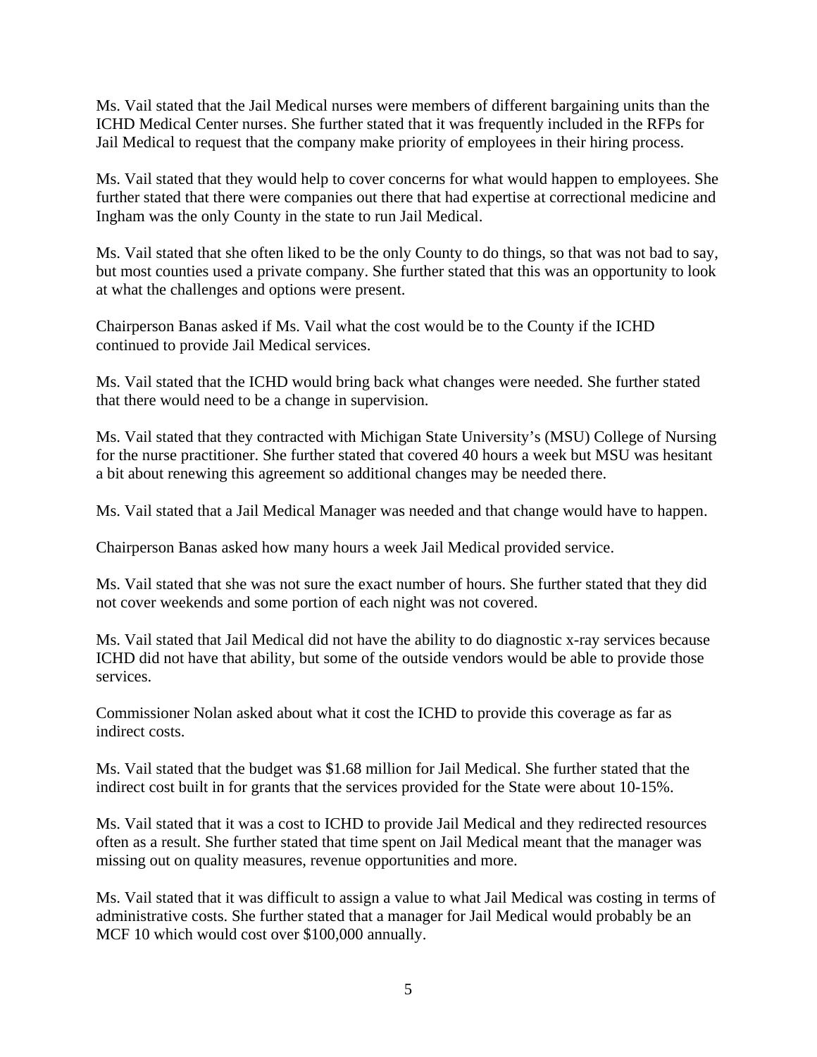Ms. Vail stated that the Jail Medical nurses were members of different bargaining units than the ICHD Medical Center nurses. She further stated that it was frequently included in the RFPs for Jail Medical to request that the company make priority of employees in their hiring process.

Ms. Vail stated that they would help to cover concerns for what would happen to employees. She further stated that there were companies out there that had expertise at correctional medicine and Ingham was the only County in the state to run Jail Medical.

Ms. Vail stated that she often liked to be the only County to do things, so that was not bad to say, but most counties used a private company. She further stated that this was an opportunity to look at what the challenges and options were present.

Chairperson Banas asked if Ms. Vail what the cost would be to the County if the ICHD continued to provide Jail Medical services.

Ms. Vail stated that the ICHD would bring back what changes were needed. She further stated that there would need to be a change in supervision.

Ms. Vail stated that they contracted with Michigan State University's (MSU) College of Nursing for the nurse practitioner. She further stated that covered 40 hours a week but MSU was hesitant a bit about renewing this agreement so additional changes may be needed there.

Ms. Vail stated that a Jail Medical Manager was needed and that change would have to happen.

Chairperson Banas asked how many hours a week Jail Medical provided service.

Ms. Vail stated that she was not sure the exact number of hours. She further stated that they did not cover weekends and some portion of each night was not covered.

Ms. Vail stated that Jail Medical did not have the ability to do diagnostic x-ray services because ICHD did not have that ability, but some of the outside vendors would be able to provide those services.

Commissioner Nolan asked about what it cost the ICHD to provide this coverage as far as indirect costs.

Ms. Vail stated that the budget was $1.68 million for Jail Medical. She further stated that the indirect cost built in for grants that the services provided for the State were about 10-15%.

Ms. Vail stated that it was a cost to ICHD to provide Jail Medical and they redirected resources often as a result. She further stated that time spent on Jail Medical meant that the manager was missing out on quality measures, revenue opportunities and more.

Ms. Vail stated that it was difficult to assign a value to what Jail Medical was costing in terms of administrative costs. She further stated that a manager for Jail Medical would probably be an MCF 10 which would cost over $100,000 annually.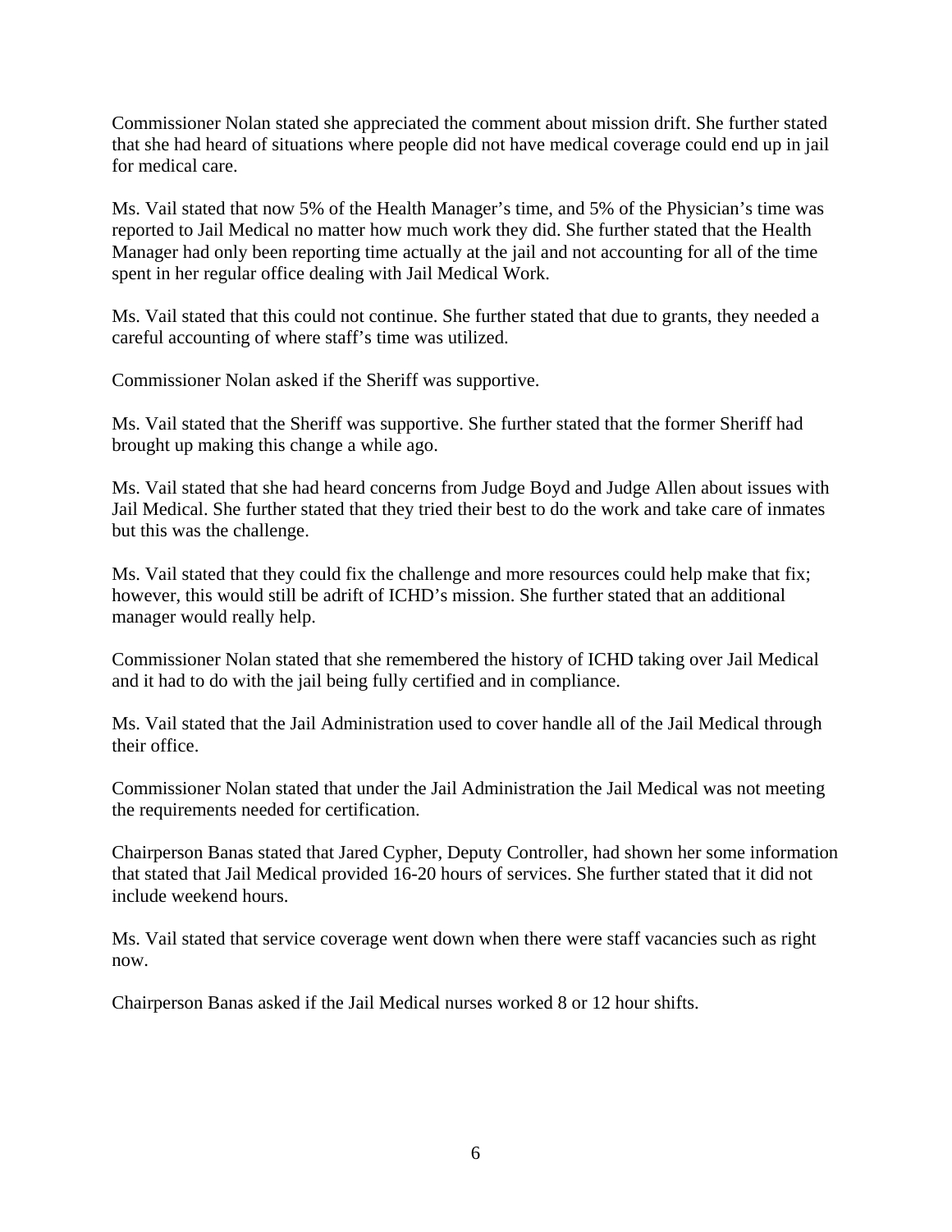Commissioner Nolan stated she appreciated the comment about mission drift. She further stated that she had heard of situations where people did not have medical coverage could end up in jail for medical care.

Ms. Vail stated that now 5% of the Health Manager's time, and 5% of the Physician's time was reported to Jail Medical no matter how much work they did. She further stated that the Health Manager had only been reporting time actually at the jail and not accounting for all of the time spent in her regular office dealing with Jail Medical Work.

Ms. Vail stated that this could not continue. She further stated that due to grants, they needed a careful accounting of where staff's time was utilized.

Commissioner Nolan asked if the Sheriff was supportive.

Ms. Vail stated that the Sheriff was supportive. She further stated that the former Sheriff had brought up making this change a while ago.

Ms. Vail stated that she had heard concerns from Judge Boyd and Judge Allen about issues with Jail Medical. She further stated that they tried their best to do the work and take care of inmates but this was the challenge.

Ms. Vail stated that they could fix the challenge and more resources could help make that fix; however, this would still be adrift of ICHD's mission. She further stated that an additional manager would really help.

Commissioner Nolan stated that she remembered the history of ICHD taking over Jail Medical and it had to do with the jail being fully certified and in compliance.

Ms. Vail stated that the Jail Administration used to cover handle all of the Jail Medical through their office.

Commissioner Nolan stated that under the Jail Administration the Jail Medical was not meeting the requirements needed for certification.

Chairperson Banas stated that Jared Cypher, Deputy Controller, had shown her some information that stated that Jail Medical provided 16-20 hours of services. She further stated that it did not include weekend hours.

Ms. Vail stated that service coverage went down when there were staff vacancies such as right now.

Chairperson Banas asked if the Jail Medical nurses worked 8 or 12 hour shifts.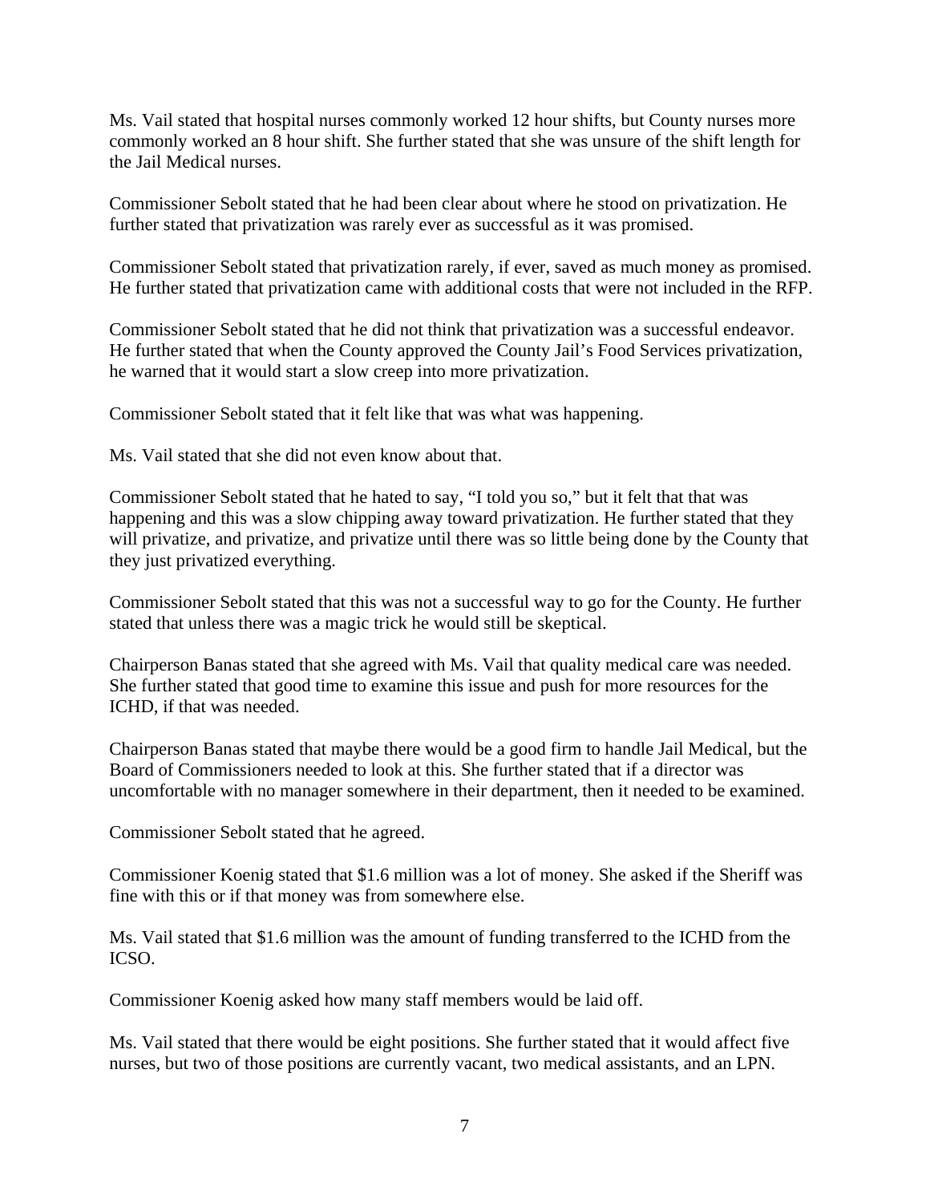Ms. Vail stated that hospital nurses commonly worked 12 hour shifts, but County nurses more commonly worked an 8 hour shift. She further stated that she was unsure of the shift length for the Jail Medical nurses.

Commissioner Sebolt stated that he had been clear about where he stood on privatization. He further stated that privatization was rarely ever as successful as it was promised.

Commissioner Sebolt stated that privatization rarely, if ever, saved as much money as promised. He further stated that privatization came with additional costs that were not included in the RFP.

Commissioner Sebolt stated that he did not think that privatization was a successful endeavor. He further stated that when the County approved the County Jail's Food Services privatization, he warned that it would start a slow creep into more privatization.

Commissioner Sebolt stated that it felt like that was what was happening.

Ms. Vail stated that she did not even know about that.

Commissioner Sebolt stated that he hated to say, "I told you so," but it felt that that was happening and this was a slow chipping away toward privatization. He further stated that they will privatize, and privatize, and privatize until there was so little being done by the County that they just privatized everything.

Commissioner Sebolt stated that this was not a successful way to go for the County. He further stated that unless there was a magic trick he would still be skeptical.

Chairperson Banas stated that she agreed with Ms. Vail that quality medical care was needed. She further stated that good time to examine this issue and push for more resources for the ICHD, if that was needed.

Chairperson Banas stated that maybe there would be a good firm to handle Jail Medical, but the Board of Commissioners needed to look at this. She further stated that if a director was uncomfortable with no manager somewhere in their department, then it needed to be examined.

Commissioner Sebolt stated that he agreed.

Commissioner Koenig stated that $1.6 million was a lot of money. She asked if the Sheriff was fine with this or if that money was from somewhere else.

Ms. Vail stated that $1.6 million was the amount of funding transferred to the ICHD from the ICSO.

Commissioner Koenig asked how many staff members would be laid off.

Ms. Vail stated that there would be eight positions. She further stated that it would affect five nurses, but two of those positions are currently vacant, two medical assistants, and an LPN.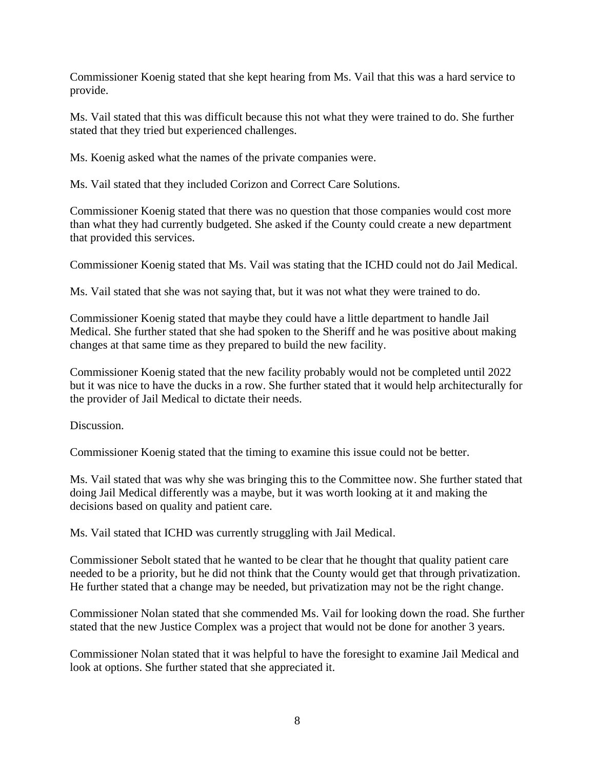Commissioner Koenig stated that she kept hearing from Ms. Vail that this was a hard service to provide.

Ms. Vail stated that this was difficult because this not what they were trained to do. She further stated that they tried but experienced challenges.

Ms. Koenig asked what the names of the private companies were.

Ms. Vail stated that they included Corizon and Correct Care Solutions.

Commissioner Koenig stated that there was no question that those companies would cost more than what they had currently budgeted. She asked if the County could create a new department that provided this services.

Commissioner Koenig stated that Ms. Vail was stating that the ICHD could not do Jail Medical.

Ms. Vail stated that she was not saying that, but it was not what they were trained to do.

Commissioner Koenig stated that maybe they could have a little department to handle Jail Medical. She further stated that she had spoken to the Sheriff and he was positive about making changes at that same time as they prepared to build the new facility.

Commissioner Koenig stated that the new facility probably would not be completed until 2022 but it was nice to have the ducks in a row. She further stated that it would help architecturally for the provider of Jail Medical to dictate their needs.

Discussion.

Commissioner Koenig stated that the timing to examine this issue could not be better.

Ms. Vail stated that was why she was bringing this to the Committee now. She further stated that doing Jail Medical differently was a maybe, but it was worth looking at it and making the decisions based on quality and patient care.

Ms. Vail stated that ICHD was currently struggling with Jail Medical.

Commissioner Sebolt stated that he wanted to be clear that he thought that quality patient care needed to be a priority, but he did not think that the County would get that through privatization. He further stated that a change may be needed, but privatization may not be the right change.

Commissioner Nolan stated that she commended Ms. Vail for looking down the road. She further stated that the new Justice Complex was a project that would not be done for another 3 years.

Commissioner Nolan stated that it was helpful to have the foresight to examine Jail Medical and look at options. She further stated that she appreciated it.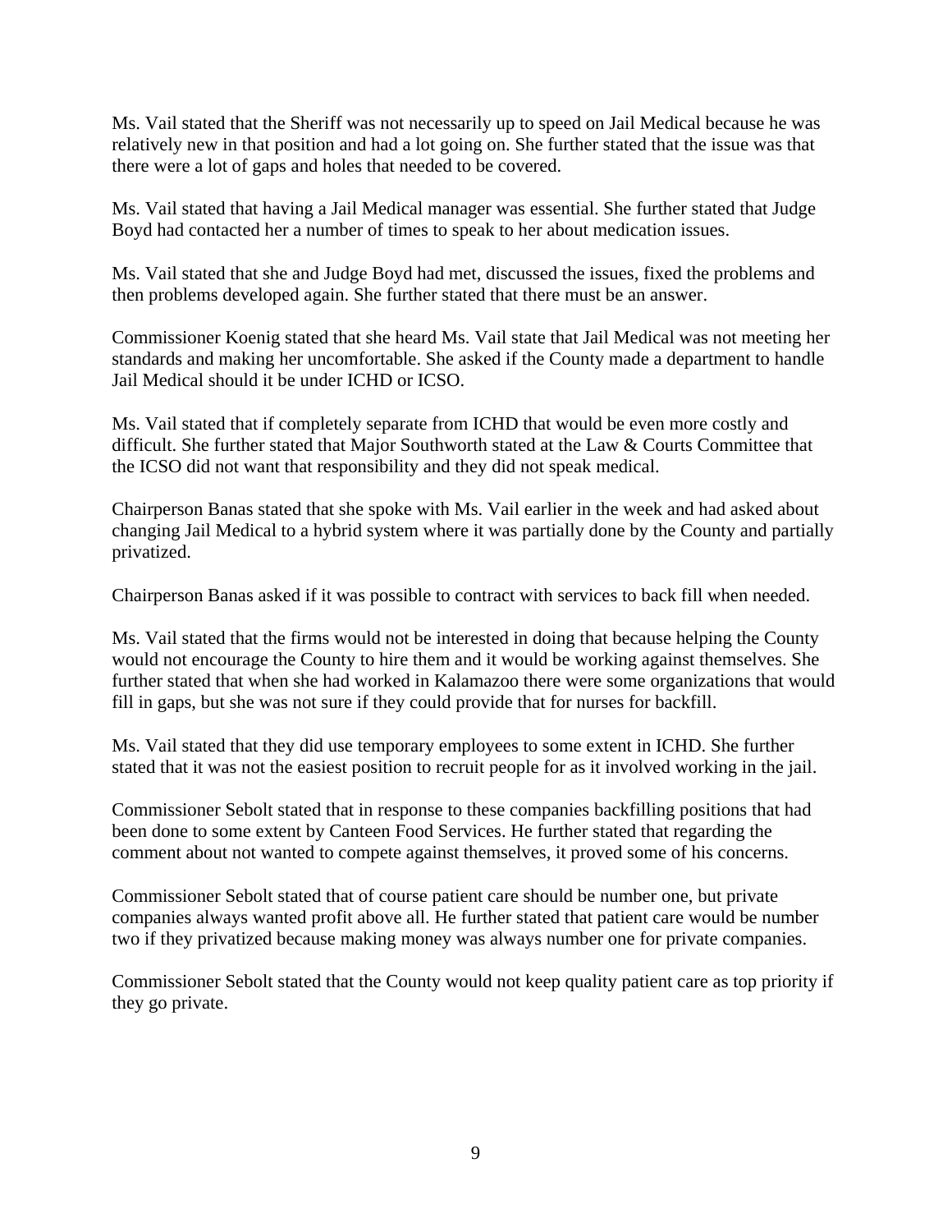Ms. Vail stated that the Sheriff was not necessarily up to speed on Jail Medical because he was relatively new in that position and had a lot going on. She further stated that the issue was that there were a lot of gaps and holes that needed to be covered.

Ms. Vail stated that having a Jail Medical manager was essential. She further stated that Judge Boyd had contacted her a number of times to speak to her about medication issues.

Ms. Vail stated that she and Judge Boyd had met, discussed the issues, fixed the problems and then problems developed again. She further stated that there must be an answer.

Commissioner Koenig stated that she heard Ms. Vail state that Jail Medical was not meeting her standards and making her uncomfortable. She asked if the County made a department to handle Jail Medical should it be under ICHD or ICSO.

Ms. Vail stated that if completely separate from ICHD that would be even more costly and difficult. She further stated that Major Southworth stated at the Law & Courts Committee that the ICSO did not want that responsibility and they did not speak medical.

Chairperson Banas stated that she spoke with Ms. Vail earlier in the week and had asked about changing Jail Medical to a hybrid system where it was partially done by the County and partially privatized.

Chairperson Banas asked if it was possible to contract with services to back fill when needed.

Ms. Vail stated that the firms would not be interested in doing that because helping the County would not encourage the County to hire them and it would be working against themselves. She further stated that when she had worked in Kalamazoo there were some organizations that would fill in gaps, but she was not sure if they could provide that for nurses for backfill.

Ms. Vail stated that they did use temporary employees to some extent in ICHD. She further stated that it was not the easiest position to recruit people for as it involved working in the jail.

Commissioner Sebolt stated that in response to these companies backfilling positions that had been done to some extent by Canteen Food Services. He further stated that regarding the comment about not wanted to compete against themselves, it proved some of his concerns.

Commissioner Sebolt stated that of course patient care should be number one, but private companies always wanted profit above all. He further stated that patient care would be number two if they privatized because making money was always number one for private companies.

Commissioner Sebolt stated that the County would not keep quality patient care as top priority if they go private.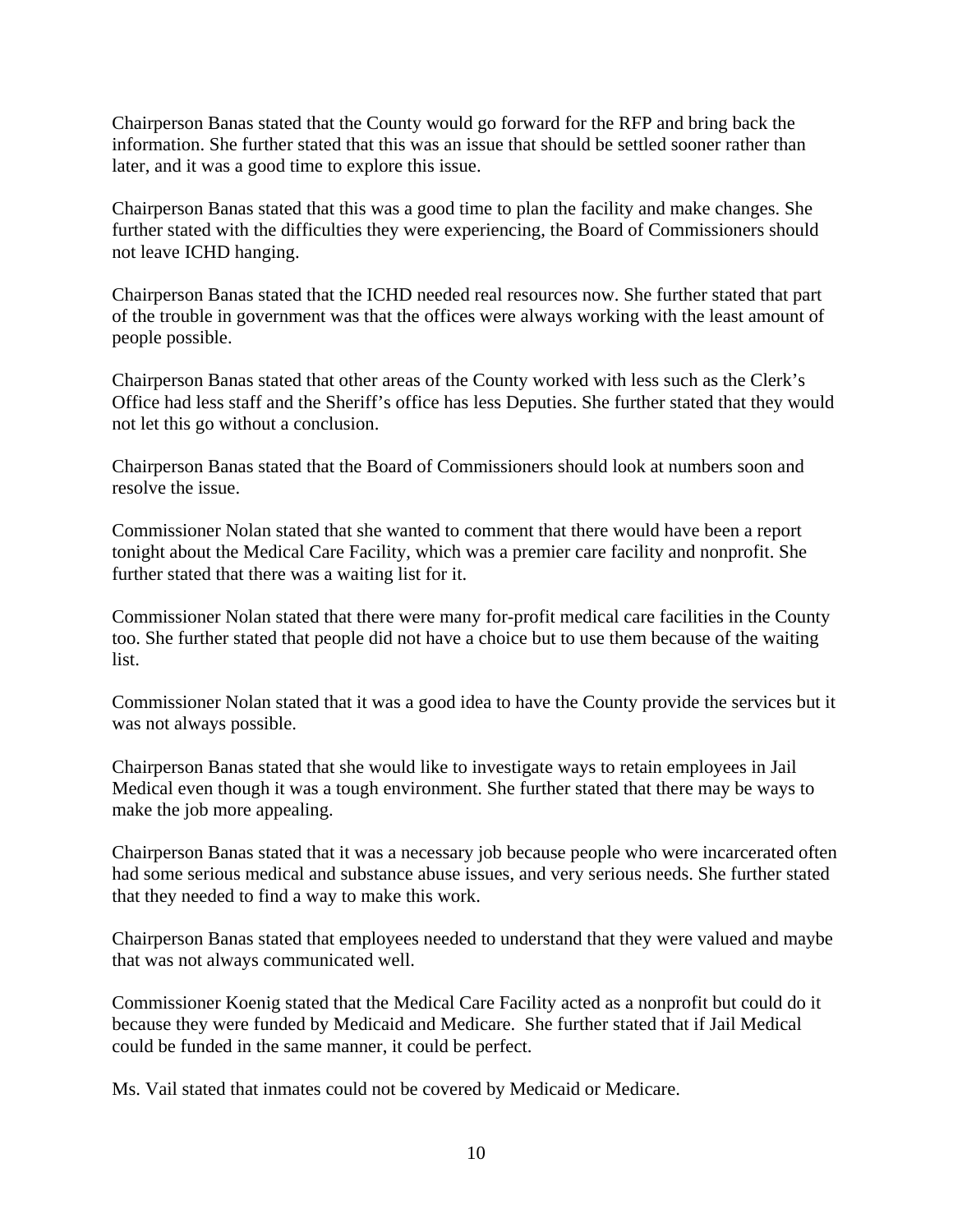Chairperson Banas stated that the County would go forward for the RFP and bring back the information. She further stated that this was an issue that should be settled sooner rather than later, and it was a good time to explore this issue.

Chairperson Banas stated that this was a good time to plan the facility and make changes. She further stated with the difficulties they were experiencing, the Board of Commissioners should not leave ICHD hanging.

Chairperson Banas stated that the ICHD needed real resources now. She further stated that part of the trouble in government was that the offices were always working with the least amount of people possible.

Chairperson Banas stated that other areas of the County worked with less such as the Clerk's Office had less staff and the Sheriff's office has less Deputies. She further stated that they would not let this go without a conclusion.

Chairperson Banas stated that the Board of Commissioners should look at numbers soon and resolve the issue.

Commissioner Nolan stated that she wanted to comment that there would have been a report tonight about the Medical Care Facility, which was a premier care facility and nonprofit. She further stated that there was a waiting list for it.

Commissioner Nolan stated that there were many for-profit medical care facilities in the County too. She further stated that people did not have a choice but to use them because of the waiting list.

Commissioner Nolan stated that it was a good idea to have the County provide the services but it was not always possible.

Chairperson Banas stated that she would like to investigate ways to retain employees in Jail Medical even though it was a tough environment. She further stated that there may be ways to make the job more appealing.

Chairperson Banas stated that it was a necessary job because people who were incarcerated often had some serious medical and substance abuse issues, and very serious needs. She further stated that they needed to find a way to make this work.

Chairperson Banas stated that employees needed to understand that they were valued and maybe that was not always communicated well.

Commissioner Koenig stated that the Medical Care Facility acted as a nonprofit but could do it because they were funded by Medicaid and Medicare. She further stated that if Jail Medical could be funded in the same manner, it could be perfect.

Ms. Vail stated that inmates could not be covered by Medicaid or Medicare.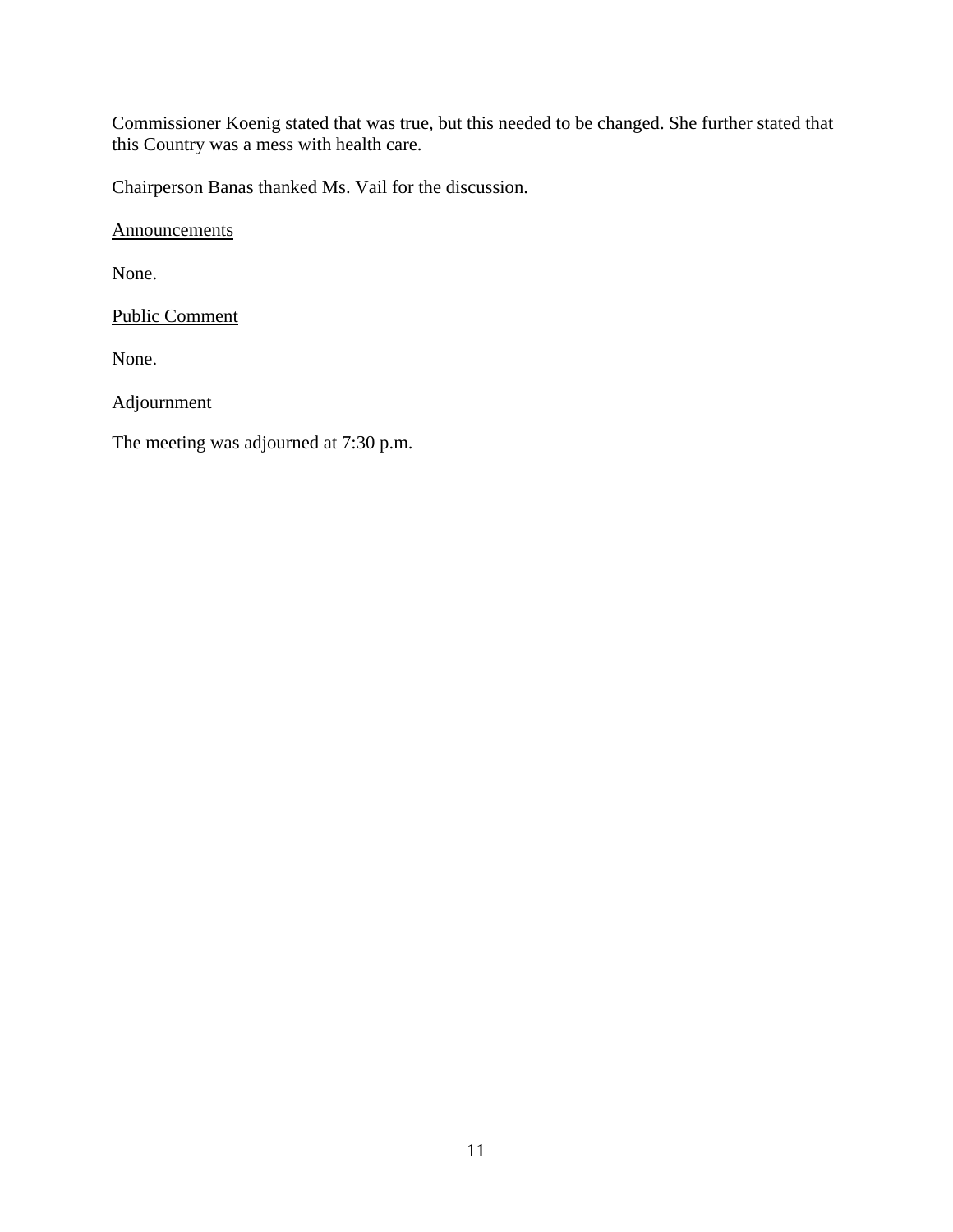Commissioner Koenig stated that was true, but this needed to be changed. She further stated that this Country was a mess with health care.

Chairperson Banas thanked Ms. Vail for the discussion.

Announcements

None.

Public Comment

None.

Adjournment

The meeting was adjourned at 7:30 p.m.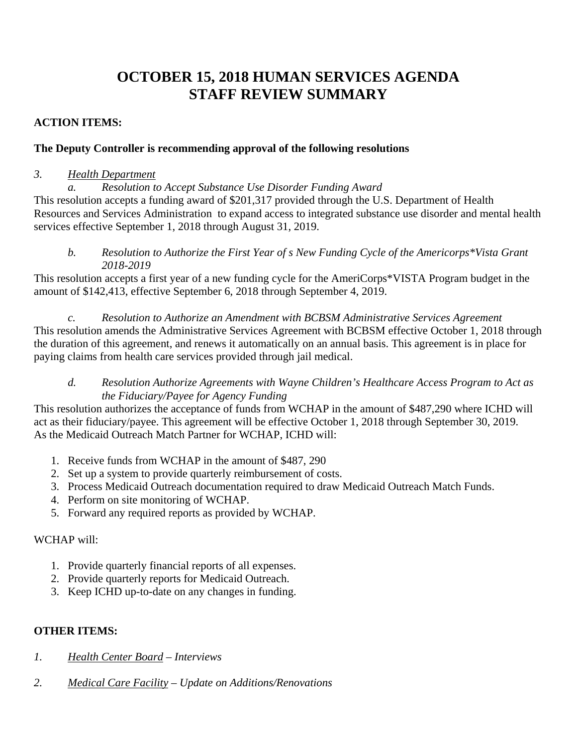# OCTOBER 15, 2018 HUMAN SERVICES AGENDA
# STAFF REVIEW SUMMARY

**ACTION ITEMS:**

**The Deputy Controller is recommending approval of the following resolutions**

*3.* *Health Department*

*a. Resolution to Accept Substance Use Disorder Funding Award*

This resolution accepts a funding award of $201,317 provided through the U.S. Department of Health Resources and Services Administration to expand access to integrated substance use disorder and mental health services effective September 1, 2018 through August 31, 2019.

*b. Resolution to Authorize the First Year of s New Funding Cycle of the Americorps*Vista Grant 2018-2019*

This resolution accepts a first year of a new funding cycle for the AmeriCorps*VISTA Program budget in the amount of $142,413, effective September 6, 2018 through September 4, 2019.

*c. Resolution to Authorize an Amendment with BCBSM Administrative Services Agreement*

This resolution amends the Administrative Services Agreement with BCBSM effective October 1, 2018 through the duration of this agreement, and renews it automatically on an annual basis. This agreement is in place for paying claims from health care services provided through jail medical.

*d. Resolution Authorize Agreements with Wayne Children's Healthcare Access Program to Act as the Fiduciary/Payee for Agency Funding*

This resolution authorizes the acceptance of funds from WCHAP in the amount of $487,290 where ICHD will act as their fiduciary/payee. This agreement will be effective October 1, 2018 through September 30, 2019. As the Medicaid Outreach Match Partner for WCHAP, ICHD will:

1. Receive funds from WCHAP in the amount of $487, 290
2. Set up a system to provide quarterly reimbursement of costs.
3. Process Medicaid Outreach documentation required to draw Medicaid Outreach Match Funds.
4. Perform on site monitoring of WCHAP.
5. Forward any required reports as provided by WCHAP.

WCHAP will:

1. Provide quarterly financial reports of all expenses.
2. Provide quarterly reports for Medicaid Outreach.
3. Keep ICHD up-to-date on any changes in funding.

**OTHER ITEMS:**

*1.* *Health Center Board – Interviews*

*2.* *Medical Care Facility – Update on Additions/Renovations*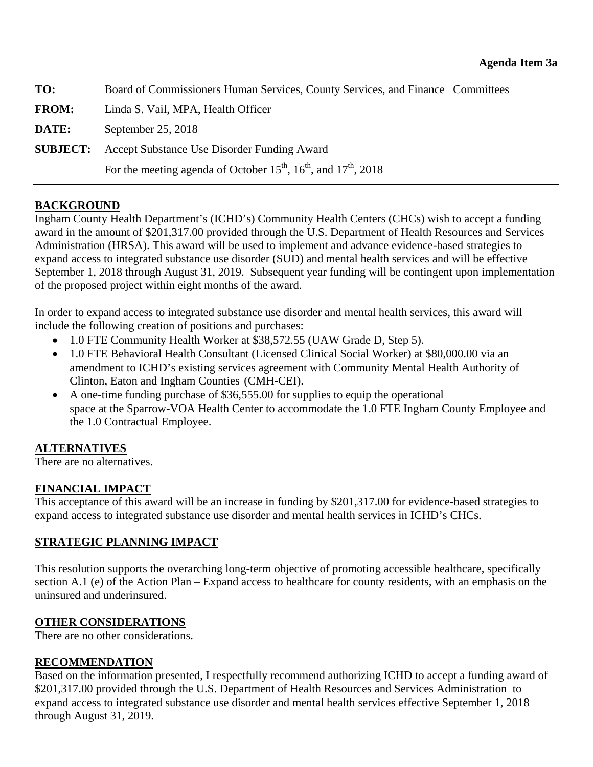**Agenda Item 3a**

| | |
|---|---|
| **TO:** | Board of Commissioners Human Services, County Services, and Finance Committees |
| **FROM:** | Linda S. Vail, MPA, Health Officer |
| **DATE:** | September 25, 2018 |
| **SUBJECT:** | Accept Substance Use Disorder Funding Award<br>For the meeting agenda of October 15th, 16th, and 17th, 2018 |

## BACKGROUND

Ingham County Health Department's (ICHD's) Community Health Centers (CHCs) wish to accept a funding award in the amount of $201,317.00 provided through the U.S. Department of Health Resources and Services Administration (HRSA). This award will be used to implement and advance evidence-based strategies to expand access to integrated substance use disorder (SUD) and mental health services and will be effective September 1, 2018 through August 31, 2019. Subsequent year funding will be contingent upon implementation of the proposed project within eight months of the award.

In order to expand access to integrated substance use disorder and mental health services, this award will include the following creation of positions and purchases:

- 1.0 FTE Community Health Worker at $38,572.55 (UAW Grade D, Step 5).
- 1.0 FTE Behavioral Health Consultant (Licensed Clinical Social Worker) at $80,000.00 via an amendment to ICHD's existing services agreement with Community Mental Health Authority of Clinton, Eaton and Ingham Counties (CMH-CEI).
- A one-time funding purchase of $36,555.00 for supplies to equip the operational space at the Sparrow-VOA Health Center to accommodate the 1.0 FTE Ingham County Employee and the 1.0 Contractual Employee.

## ALTERNATIVES

There are no alternatives.

## FINANCIAL IMPACT

This acceptance of this award will be an increase in funding by $201,317.00 for evidence-based strategies to expand access to integrated substance use disorder and mental health services in ICHD's CHCs.

## STRATEGIC PLANNING IMPACT

This resolution supports the overarching long-term objective of promoting accessible healthcare, specifically section A.1 (e) of the Action Plan – Expand access to healthcare for county residents, with an emphasis on the uninsured and underinsured.

## OTHER CONSIDERATIONS

There are no other considerations.

## RECOMMENDATION

Based on the information presented, I respectfully recommend authorizing ICHD to accept a funding award of $201,317.00 provided through the U.S. Department of Health Resources and Services Administration to expand access to integrated substance use disorder and mental health services effective September 1, 2018 through August 31, 2019.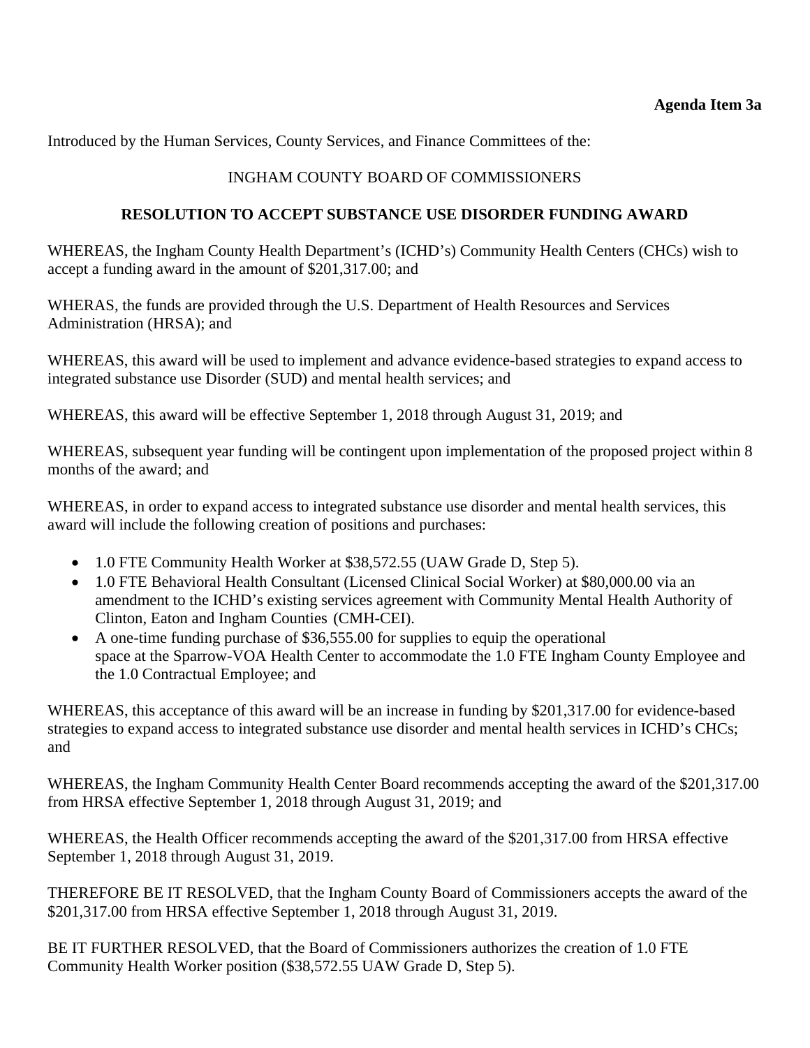**Agenda Item 3a**

Introduced by the Human Services, County Services, and Finance Committees of the:

INGHAM COUNTY BOARD OF COMMISSIONERS

**RESOLUTION TO ACCEPT SUBSTANCE USE DISORDER FUNDING AWARD**

WHEREAS, the Ingham County Health Department's (ICHD's) Community Health Centers (CHCs) wish to accept a funding award in the amount of $201,317.00; and

WHERAS, the funds are provided through the U.S. Department of Health Resources and Services Administration (HRSA); and

WHEREAS, this award will be used to implement and advance evidence-based strategies to expand access to integrated substance use Disorder (SUD) and mental health services; and

WHEREAS, this award will be effective September 1, 2018 through August 31, 2019; and

WHEREAS, subsequent year funding will be contingent upon implementation of the proposed project within 8 months of the award; and

WHEREAS, in order to expand access to integrated substance use disorder and mental health services, this award will include the following creation of positions and purchases:

- 1.0 FTE Community Health Worker at $38,572.55 (UAW Grade D, Step 5).
- 1.0 FTE Behavioral Health Consultant (Licensed Clinical Social Worker) at $80,000.00 via an amendment to the ICHD's existing services agreement with Community Mental Health Authority of Clinton, Eaton and Ingham Counties (CMH-CEI).
- A one-time funding purchase of $36,555.00 for supplies to equip the operational space at the Sparrow-VOA Health Center to accommodate the 1.0 FTE Ingham County Employee and the 1.0 Contractual Employee; and

WHEREAS, this acceptance of this award will be an increase in funding by $201,317.00 for evidence-based strategies to expand access to integrated substance use disorder and mental health services in ICHD's CHCs; and

WHEREAS, the Ingham Community Health Center Board recommends accepting the award of the $201,317.00 from HRSA effective September 1, 2018 through August 31, 2019; and

WHEREAS, the Health Officer recommends accepting the award of the $201,317.00 from HRSA effective September 1, 2018 through August 31, 2019.

THEREFORE BE IT RESOLVED, that the Ingham County Board of Commissioners accepts the award of the $201,317.00 from HRSA effective September 1, 2018 through August 31, 2019.

BE IT FURTHER RESOLVED, that the Board of Commissioners authorizes the creation of 1.0 FTE Community Health Worker position ($38,572.55 UAW Grade D, Step 5).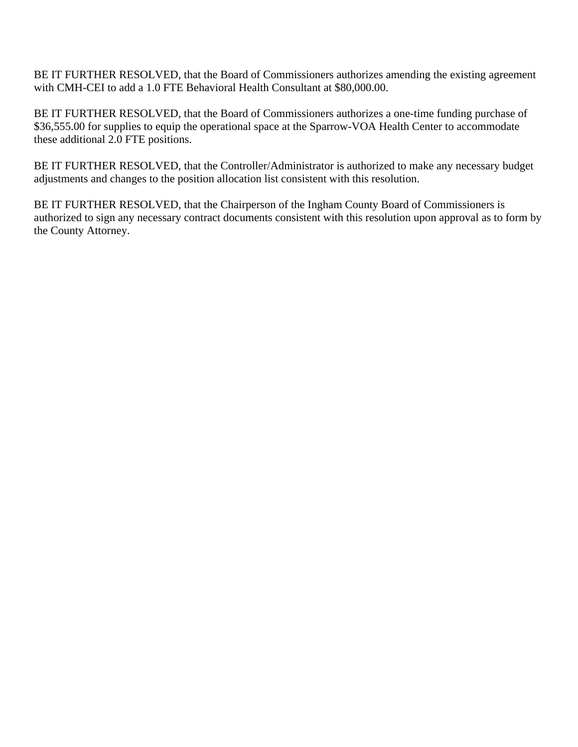BE IT FURTHER RESOLVED, that the Board of Commissioners authorizes amending the existing agreement with CMH-CEI to add a 1.0 FTE Behavioral Health Consultant at $80,000.00.

BE IT FURTHER RESOLVED, that the Board of Commissioners authorizes a one-time funding purchase of $36,555.00 for supplies to equip the operational space at the Sparrow-VOA Health Center to accommodate these additional 2.0 FTE positions.

BE IT FURTHER RESOLVED, that the Controller/Administrator is authorized to make any necessary budget adjustments and changes to the position allocation list consistent with this resolution.

BE IT FURTHER RESOLVED, that the Chairperson of the Ingham County Board of Commissioners is authorized to sign any necessary contract documents consistent with this resolution upon approval as to form by the County Attorney.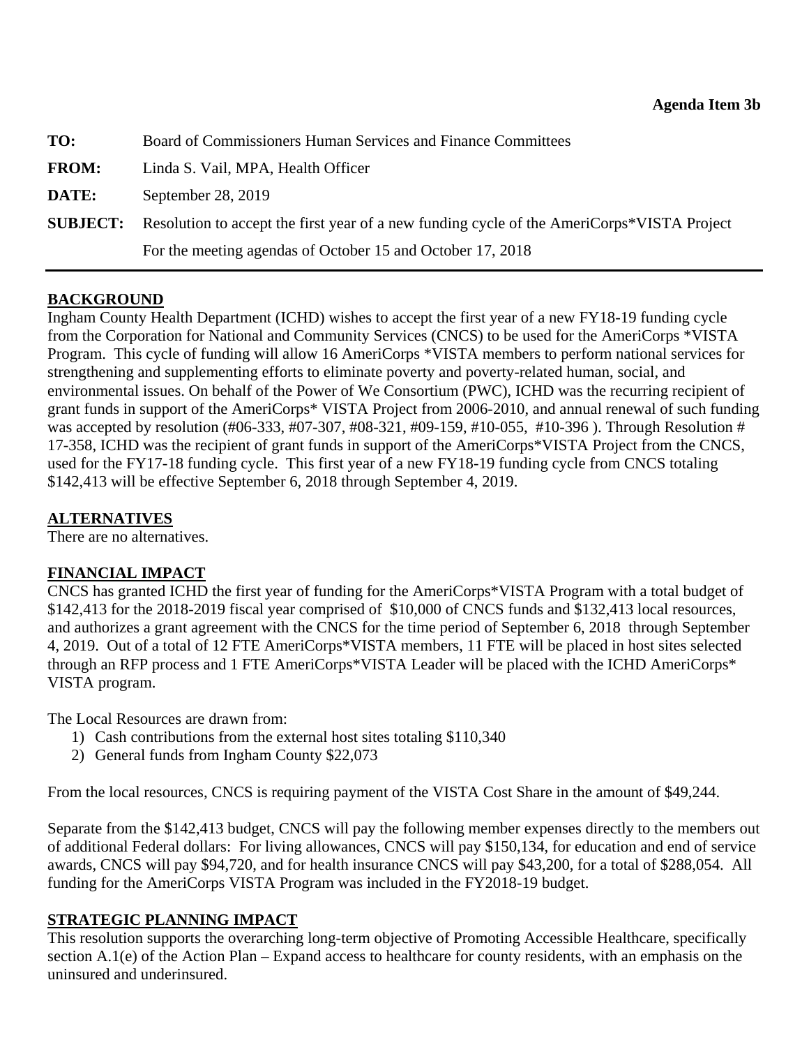**Agenda Item 3b**

| | |
|---|---|
| **TO:** | Board of Commissioners Human Services and Finance Committees |
| **FROM:** | Linda S. Vail, MPA, Health Officer |
| **DATE:** | September 28, 2019 |
| **SUBJECT:** | Resolution to accept the first year of a new funding cycle of the AmeriCorps*VISTA Project<br>For the meeting agendas of October 15 and October 17, 2018 |

---

## BACKGROUND

Ingham County Health Department (ICHD) wishes to accept the first year of a new FY18-19 funding cycle from the Corporation for National and Community Services (CNCS) to be used for the AmeriCorps *VISTA Program. This cycle of funding will allow 16 AmeriCorps *VISTA members to perform national services for strengthening and supplementing efforts to eliminate poverty and poverty-related human, social, and environmental issues. On behalf of the Power of We Consortium (PWC), ICHD was the recurring recipient of grant funds in support of the AmeriCorps* VISTA Project from 2006-2010, and annual renewal of such funding was accepted by resolution (#06-333, #07-307, #08-321, #09-159, #10-055, #10-396 ). Through Resolution # 17-358, ICHD was the recipient of grant funds in support of the AmeriCorps*VISTA Project from the CNCS, used for the FY17-18 funding cycle. This first year of a new FY18-19 funding cycle from CNCS totaling $142,413 will be effective September 6, 2018 through September 4, 2019.

## ALTERNATIVES

There are no alternatives.

## FINANCIAL IMPACT

CNCS has granted ICHD the first year of funding for the AmeriCorps*VISTA Program with a total budget of $142,413 for the 2018-2019 fiscal year comprised of $10,000 of CNCS funds and $132,413 local resources, and authorizes a grant agreement with the CNCS for the time period of September 6, 2018 through September 4, 2019. Out of a total of 12 FTE AmeriCorps*VISTA members, 11 FTE will be placed in host sites selected through an RFP process and 1 FTE AmeriCorps*VISTA Leader will be placed with the ICHD AmeriCorps* VISTA program.

The Local Resources are drawn from:

1) Cash contributions from the external host sites totaling $110,340
2) General funds from Ingham County $22,073

From the local resources, CNCS is requiring payment of the VISTA Cost Share in the amount of $49,244.

Separate from the $142,413 budget, CNCS will pay the following member expenses directly to the members out of additional Federal dollars: For living allowances, CNCS will pay $150,134, for education and end of service awards, CNCS will pay $94,720, and for health insurance CNCS will pay $43,200, for a total of $288,054. All funding for the AmeriCorps VISTA Program was included in the FY2018-19 budget.

## STRATEGIC PLANNING IMPACT

This resolution supports the overarching long-term objective of Promoting Accessible Healthcare, specifically section A.1(e) of the Action Plan – Expand access to healthcare for county residents, with an emphasis on the uninsured and underinsured.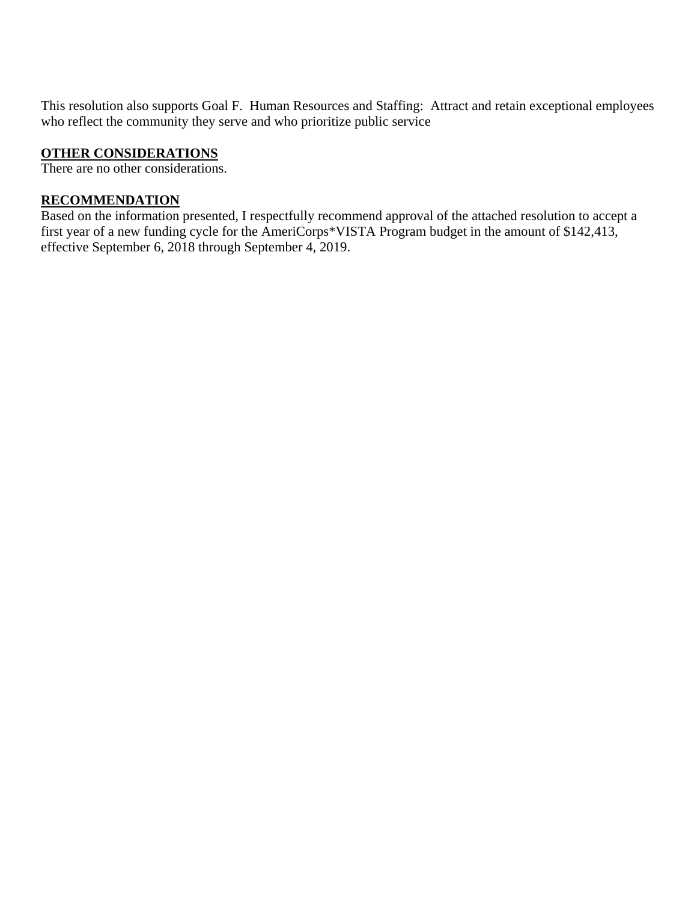This resolution also supports Goal F. Human Resources and Staffing: Attract and retain exceptional employees who reflect the community they serve and who prioritize public service

**<u>OTHER CONSIDERATIONS</u>**

There are no other considerations.

**<u>RECOMMENDATION</u>**

Based on the information presented, I respectfully recommend approval of the attached resolution to accept a first year of a new funding cycle for the AmeriCorps*VISTA Program budget in the amount of $142,413, effective September 6, 2018 through September 4, 2019.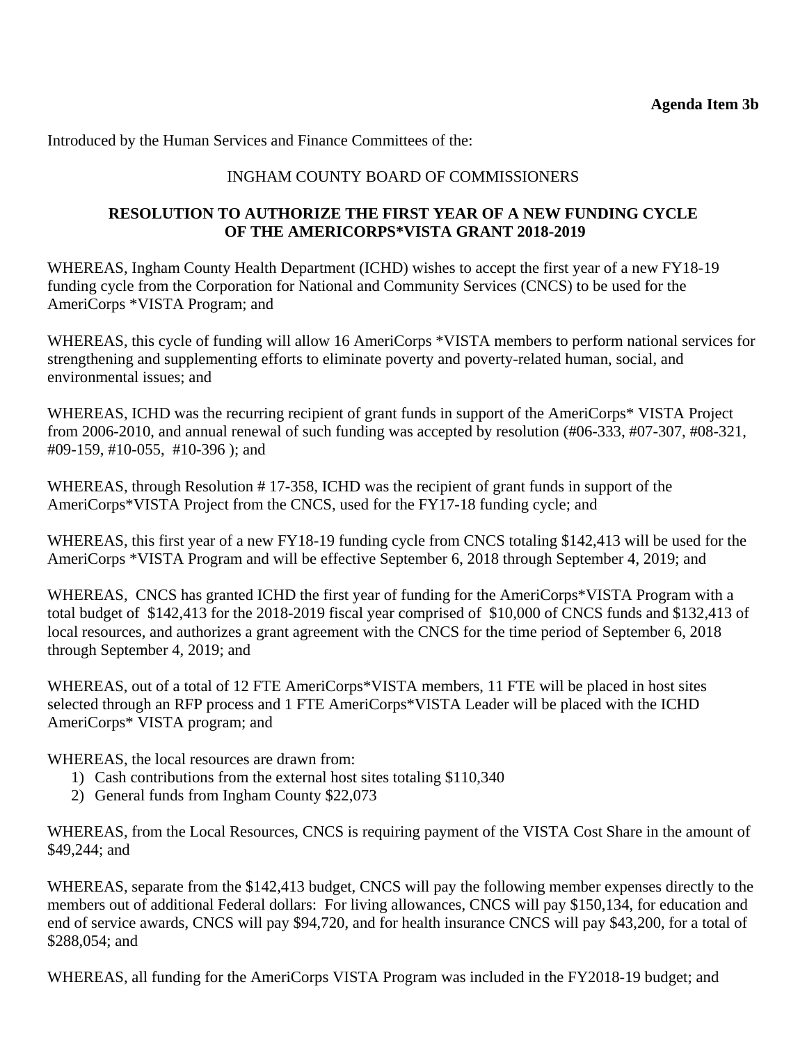**Agenda Item 3b**

Introduced by the Human Services and Finance Committees of the:

INGHAM COUNTY BOARD OF COMMISSIONERS

**RESOLUTION TO AUTHORIZE THE FIRST YEAR OF A NEW FUNDING CYCLE OF THE AMERICORPS*VISTA GRANT 2018-2019**

WHEREAS, Ingham County Health Department (ICHD) wishes to accept the first year of a new FY18-19 funding cycle from the Corporation for National and Community Services (CNCS) to be used for the AmeriCorps *VISTA Program; and

WHEREAS, this cycle of funding will allow 16 AmeriCorps *VISTA members to perform national services for strengthening and supplementing efforts to eliminate poverty and poverty-related human, social, and environmental issues; and

WHEREAS, ICHD was the recurring recipient of grant funds in support of the AmeriCorps* VISTA Project from 2006-2010, and annual renewal of such funding was accepted by resolution (#06-333, #07-307, #08-321, #09-159, #10-055, #10-396 ); and

WHEREAS, through Resolution # 17-358, ICHD was the recipient of grant funds in support of the AmeriCorps*VISTA Project from the CNCS, used for the FY17-18 funding cycle; and

WHEREAS, this first year of a new FY18-19 funding cycle from CNCS totaling $142,413 will be used for the AmeriCorps *VISTA Program and will be effective September 6, 2018 through September 4, 2019; and

WHEREAS, CNCS has granted ICHD the first year of funding for the AmeriCorps*VISTA Program with a total budget of $142,413 for the 2018-2019 fiscal year comprised of $10,000 of CNCS funds and $132,413 of local resources, and authorizes a grant agreement with the CNCS for the time period of September 6, 2018 through September 4, 2019; and

WHEREAS, out of a total of 12 FTE AmeriCorps*VISTA members, 11 FTE will be placed in host sites selected through an RFP process and 1 FTE AmeriCorps*VISTA Leader will be placed with the ICHD AmeriCorps* VISTA program; and

WHEREAS, the local resources are drawn from:

1) Cash contributions from the external host sites totaling $110,340
2) General funds from Ingham County $22,073

WHEREAS, from the Local Resources, CNCS is requiring payment of the VISTA Cost Share in the amount of $49,244; and

WHEREAS, separate from the $142,413 budget, CNCS will pay the following member expenses directly to the members out of additional Federal dollars: For living allowances, CNCS will pay $150,134, for education and end of service awards, CNCS will pay $94,720, and for health insurance CNCS will pay $43,200, for a total of $288,054; and

WHEREAS, all funding for the AmeriCorps VISTA Program was included in the FY2018-19 budget; and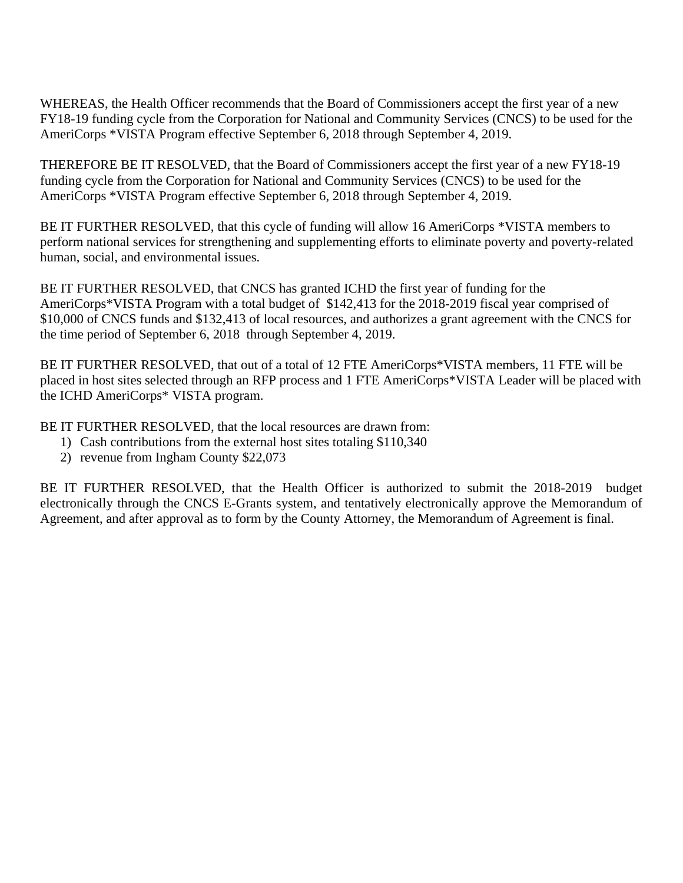WHEREAS, the Health Officer recommends that the Board of Commissioners accept the first year of a new FY18-19 funding cycle from the Corporation for National and Community Services (CNCS) to be used for the AmeriCorps *VISTA Program effective September 6, 2018 through September 4, 2019.

THEREFORE BE IT RESOLVED, that the Board of Commissioners accept the first year of a new FY18-19 funding cycle from the Corporation for National and Community Services (CNCS) to be used for the AmeriCorps *VISTA Program effective September 6, 2018 through September 4, 2019.

BE IT FURTHER RESOLVED, that this cycle of funding will allow 16 AmeriCorps *VISTA members to perform national services for strengthening and supplementing efforts to eliminate poverty and poverty-related human, social, and environmental issues.

BE IT FURTHER RESOLVED, that CNCS has granted ICHD the first year of funding for the AmeriCorps*VISTA Program with a total budget of $142,413 for the 2018-2019 fiscal year comprised of $10,000 of CNCS funds and $132,413 of local resources, and authorizes a grant agreement with the CNCS for the time period of September 6, 2018 through September 4, 2019.

BE IT FURTHER RESOLVED, that out of a total of 12 FTE AmeriCorps*VISTA members, 11 FTE will be placed in host sites selected through an RFP process and 1 FTE AmeriCorps*VISTA Leader will be placed with the ICHD AmeriCorps* VISTA program.

BE IT FURTHER RESOLVED, that the local resources are drawn from:

1) Cash contributions from the external host sites totaling $110,340
2) revenue from Ingham County $22,073

BE IT FURTHER RESOLVED, that the Health Officer is authorized to submit the 2018-2019 budget electronically through the CNCS E-Grants system, and tentatively electronically approve the Memorandum of Agreement, and after approval as to form by the County Attorney, the Memorandum of Agreement is final.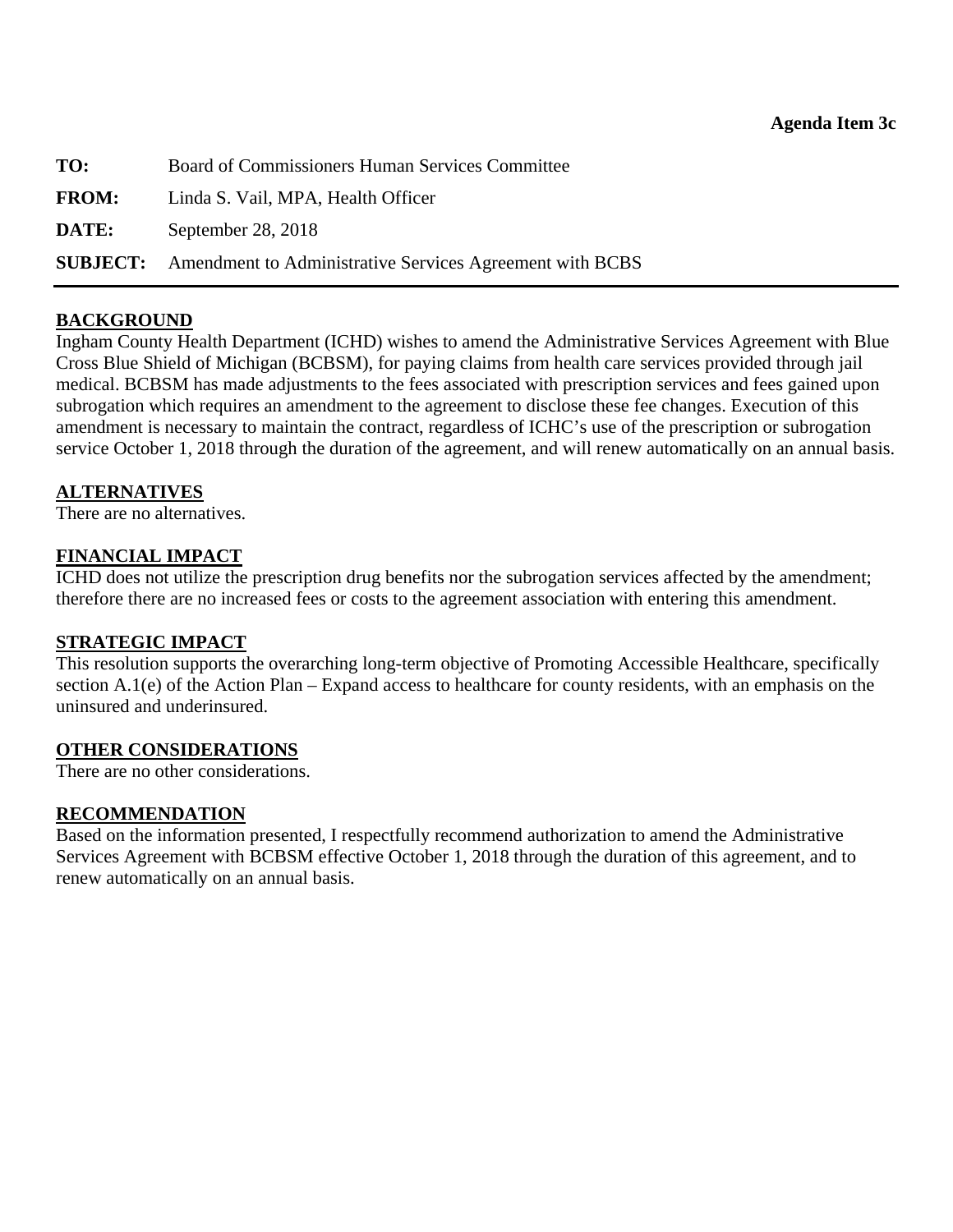**Agenda Item 3c**

**TO:** Board of Commissioners Human Services Committee

**FROM:** Linda S. Vail, MPA, Health Officer

**DATE:** September 28, 2018

**SUBJECT:** Amendment to Administrative Services Agreement with BCBS

---

## BACKGROUND

Ingham County Health Department (ICHD) wishes to amend the Administrative Services Agreement with Blue Cross Blue Shield of Michigan (BCBSM), for paying claims from health care services provided through jail medical. BCBSM has made adjustments to the fees associated with prescription services and fees gained upon subrogation which requires an amendment to the agreement to disclose these fee changes. Execution of this amendment is necessary to maintain the contract, regardless of ICHC's use of the prescription or subrogation service October 1, 2018 through the duration of the agreement, and will renew automatically on an annual basis.

## ALTERNATIVES

There are no alternatives.

## FINANCIAL IMPACT

ICHD does not utilize the prescription drug benefits nor the subrogation services affected by the amendment; therefore there are no increased fees or costs to the agreement association with entering this amendment.

## STRATEGIC IMPACT

This resolution supports the overarching long-term objective of Promoting Accessible Healthcare, specifically section A.1(e) of the Action Plan – Expand access to healthcare for county residents, with an emphasis on the uninsured and underinsured.

## OTHER CONSIDERATIONS

There are no other considerations.

## RECOMMENDATION

Based on the information presented, I respectfully recommend authorization to amend the Administrative Services Agreement with BCBSM effective October 1, 2018 through the duration of this agreement, and to renew automatically on an annual basis.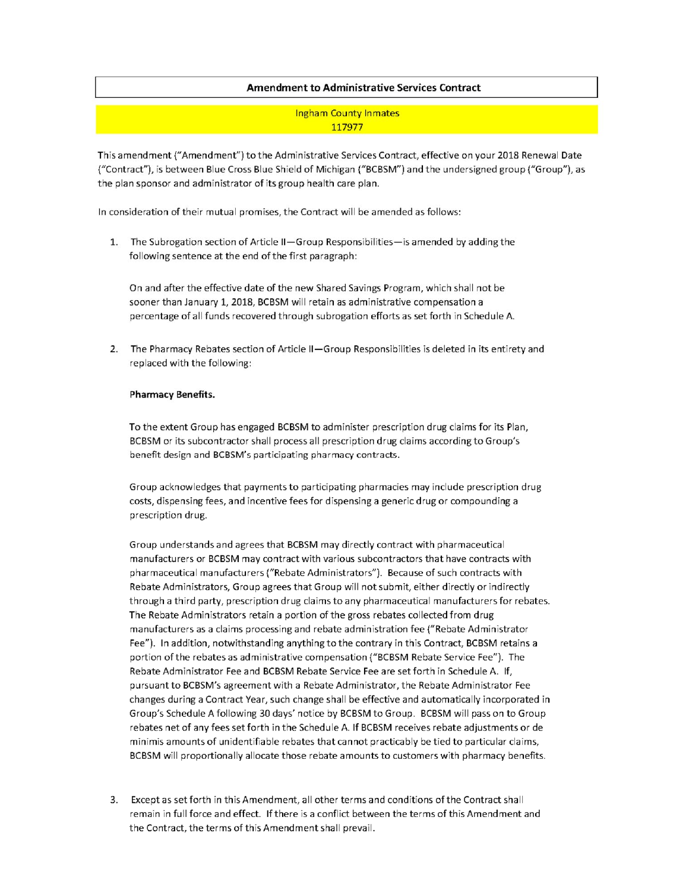**Amendment to Administrative Services Contract**

Ingham County Inmates
117977

This amendment ("Amendment") to the Administrative Services Contract, effective on your 2018 Renewal Date ("Contract"), is between Blue Cross Blue Shield of Michigan ("BCBSM") and the undersigned group ("Group"), as the plan sponsor and administrator of its group health care plan.

In consideration of their mutual promises, the Contract will be amended as follows:

1. The Subrogation section of Article II—Group Responsibilities—is amended by adding the following sentence at the end of the first paragraph:

   On and after the effective date of the new Shared Savings Program, which shall not be sooner than January 1, 2018, BCBSM will retain as administrative compensation a percentage of all funds recovered through subrogation efforts as set forth in Schedule A.

2. The Pharmacy Rebates section of Article II—Group Responsibilities is deleted in its entirety and replaced with the following:

   **Pharmacy Benefits.**

   To the extent Group has engaged BCBSM to administer prescription drug claims for its Plan, BCBSM or its subcontractor shall process all prescription drug claims according to Group's benefit design and BCBSM's participating pharmacy contracts.

   Group acknowledges that payments to participating pharmacies may include prescription drug costs, dispensing fees, and incentive fees for dispensing a generic drug or compounding a prescription drug.

   Group understands and agrees that BCBSM may directly contract with pharmaceutical manufacturers or BCBSM may contract with various subcontractors that have contracts with pharmaceutical manufacturers ("Rebate Administrators"). Because of such contracts with Rebate Administrators, Group agrees that Group will not submit, either directly or indirectly through a third party, prescription drug claims to any pharmaceutical manufacturers for rebates. The Rebate Administrators retain a portion of the gross rebates collected from drug manufacturers as a claims processing and rebate administration fee ("Rebate Administrator Fee"). In addition, notwithstanding anything to the contrary in this Contract, BCBSM retains a portion of the rebates as administrative compensation ("BCBSM Rebate Service Fee"). The Rebate Administrator Fee and BCBSM Rebate Service Fee are set forth in Schedule A. If, pursuant to BCBSM's agreement with a Rebate Administrator, the Rebate Administrator Fee changes during a Contract Year, such change shall be effective and automatically incorporated in Group's Schedule A following 30 days' notice by BCBSM to Group. BCBSM will pass on to Group rebates net of any fees set forth in the Schedule A. If BCBSM receives rebate adjustments or de minimis amounts of unidentifiable rebates that cannot practicably be tied to particular claims, BCBSM will proportionally allocate those rebate amounts to customers with pharmacy benefits.

3. Except as set forth in this Amendment, all other terms and conditions of the Contract shall remain in full force and effect. If there is a conflict between the terms of this Amendment and the Contract, the terms of this Amendment shall prevail.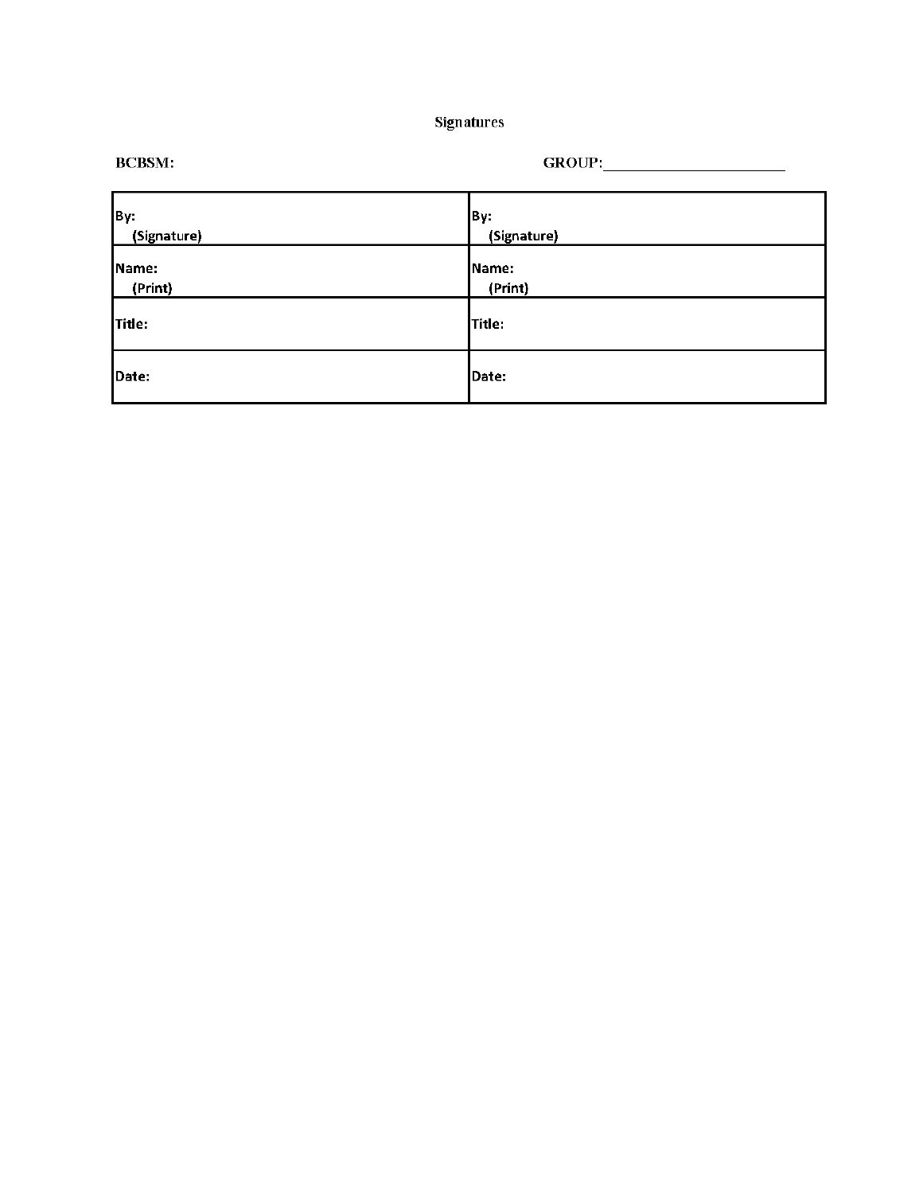# Signatures

**BCBSM:** **GROUP:**______________________

| | |
|---|---|
| By:<br>(Signature) | By:<br>(Signature) |
| Name:<br>(Print) | Name:<br>(Print) |
| Title: | Title: |
| Date: | Date: |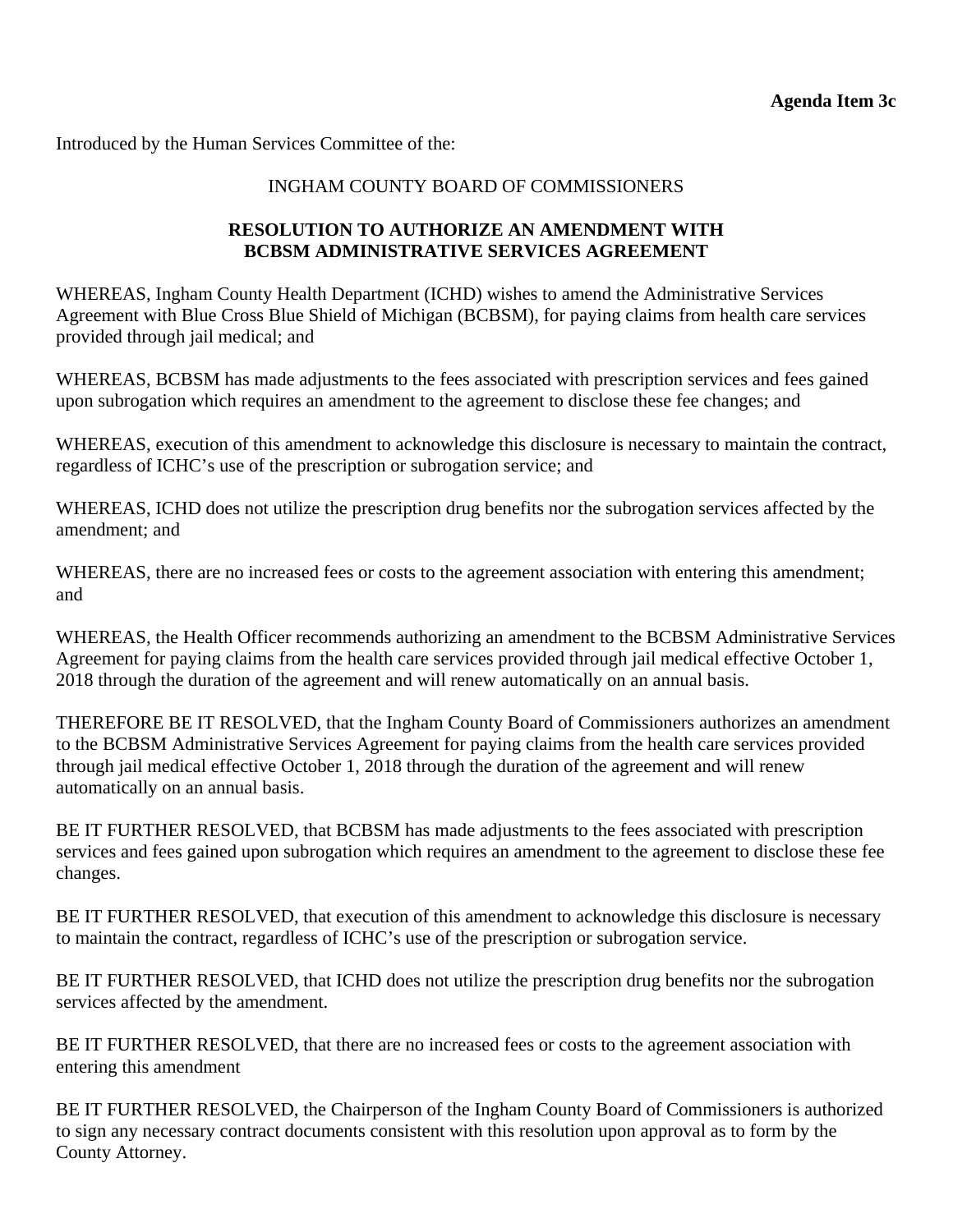**Agenda Item 3c**

Introduced by the Human Services Committee of the:

INGHAM COUNTY BOARD OF COMMISSIONERS

**RESOLUTION TO AUTHORIZE AN AMENDMENT WITH BCBSM ADMINISTRATIVE SERVICES AGREEMENT**

WHEREAS, Ingham County Health Department (ICHD) wishes to amend the Administrative Services Agreement with Blue Cross Blue Shield of Michigan (BCBSM), for paying claims from health care services provided through jail medical; and

WHEREAS, BCBSM has made adjustments to the fees associated with prescription services and fees gained upon subrogation which requires an amendment to the agreement to disclose these fee changes; and

WHEREAS, execution of this amendment to acknowledge this disclosure is necessary to maintain the contract, regardless of ICHC's use of the prescription or subrogation service; and

WHEREAS, ICHD does not utilize the prescription drug benefits nor the subrogation services affected by the amendment; and

WHEREAS, there are no increased fees or costs to the agreement association with entering this amendment; and

WHEREAS, the Health Officer recommends authorizing an amendment to the BCBSM Administrative Services Agreement for paying claims from the health care services provided through jail medical effective October 1, 2018 through the duration of the agreement and will renew automatically on an annual basis.

THEREFORE BE IT RESOLVED, that the Ingham County Board of Commissioners authorizes an amendment to the BCBSM Administrative Services Agreement for paying claims from the health care services provided through jail medical effective October 1, 2018 through the duration of the agreement and will renew automatically on an annual basis.

BE IT FURTHER RESOLVED, that BCBSM has made adjustments to the fees associated with prescription services and fees gained upon subrogation which requires an amendment to the agreement to disclose these fee changes.

BE IT FURTHER RESOLVED, that execution of this amendment to acknowledge this disclosure is necessary to maintain the contract, regardless of ICHC's use of the prescription or subrogation service.

BE IT FURTHER RESOLVED, that ICHD does not utilize the prescription drug benefits nor the subrogation services affected by the amendment.

BE IT FURTHER RESOLVED, that there are no increased fees or costs to the agreement association with entering this amendment

BE IT FURTHER RESOLVED, the Chairperson of the Ingham County Board of Commissioners is authorized to sign any necessary contract documents consistent with this resolution upon approval as to form by the County Attorney.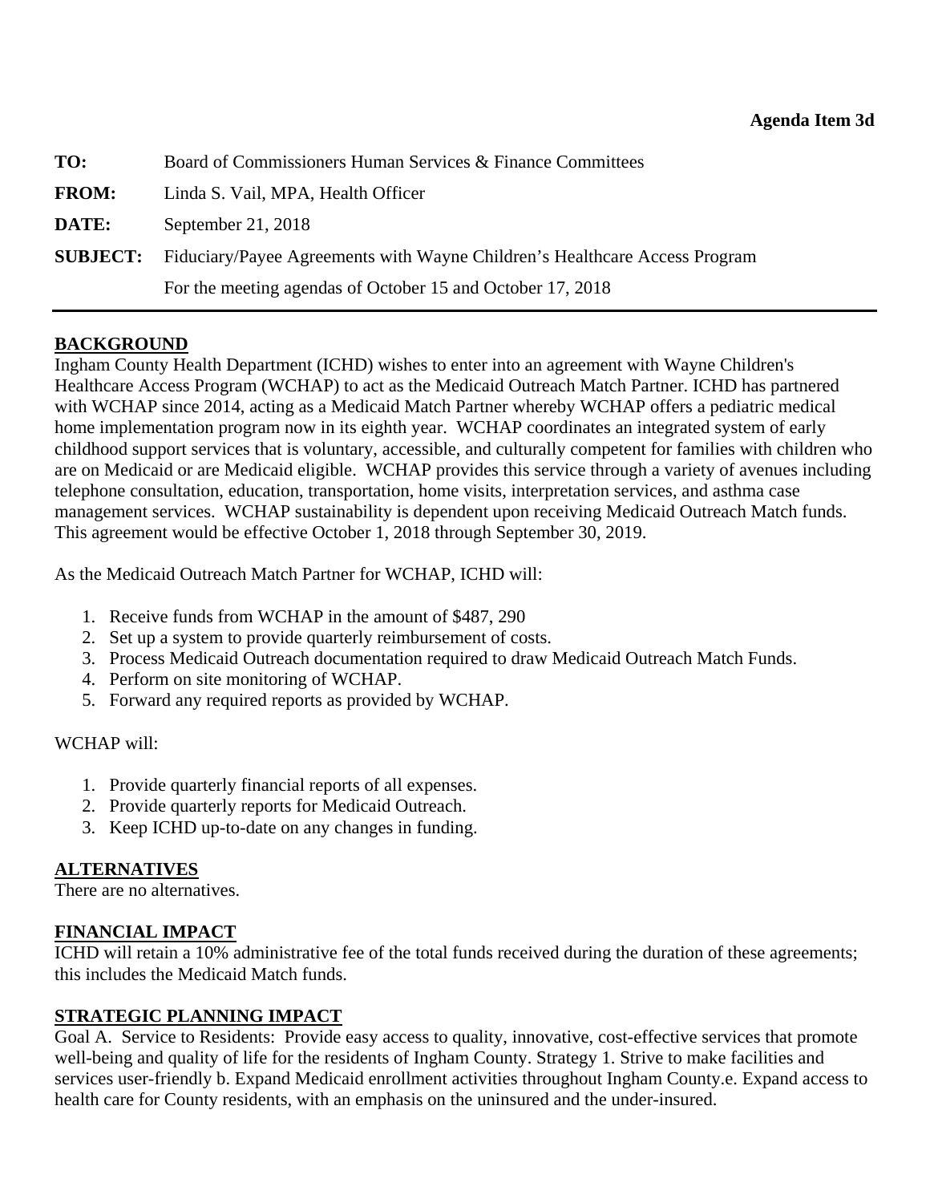**Agenda Item 3d**

**TO:** Board of Commissioners Human Services & Finance Committees

**FROM:** Linda S. Vail, MPA, Health Officer

**DATE:** September 21, 2018

**SUBJECT:** Fiduciary/Payee Agreements with Wayne Children's Healthcare Access Program For the meeting agendas of October 15 and October 17, 2018

---

## BACKGROUND

Ingham County Health Department (ICHD) wishes to enter into an agreement with Wayne Children's Healthcare Access Program (WCHAP) to act as the Medicaid Outreach Match Partner. ICHD has partnered with WCHAP since 2014, acting as a Medicaid Match Partner whereby WCHAP offers a pediatric medical home implementation program now in its eighth year. WCHAP coordinates an integrated system of early childhood support services that is voluntary, accessible, and culturally competent for families with children who are on Medicaid or are Medicaid eligible. WCHAP provides this service through a variety of avenues including telephone consultation, education, transportation, home visits, interpretation services, and asthma case management services. WCHAP sustainability is dependent upon receiving Medicaid Outreach Match funds. This agreement would be effective October 1, 2018 through September 30, 2019.

As the Medicaid Outreach Match Partner for WCHAP, ICHD will:

1. Receive funds from WCHAP in the amount of $487, 290
2. Set up a system to provide quarterly reimbursement of costs.
3. Process Medicaid Outreach documentation required to draw Medicaid Outreach Match Funds.
4. Perform on site monitoring of WCHAP.
5. Forward any required reports as provided by WCHAP.

WCHAP will:

1. Provide quarterly financial reports of all expenses.
2. Provide quarterly reports for Medicaid Outreach.
3. Keep ICHD up-to-date on any changes in funding.

## ALTERNATIVES

There are no alternatives.

## FINANCIAL IMPACT

ICHD will retain a 10% administrative fee of the total funds received during the duration of these agreements; this includes the Medicaid Match funds.

## STRATEGIC PLANNING IMPACT

Goal A. Service to Residents: Provide easy access to quality, innovative, cost-effective services that promote well-being and quality of life for the residents of Ingham County. Strategy 1. Strive to make facilities and services user-friendly b. Expand Medicaid enrollment activities throughout Ingham County.e. Expand access to health care for County residents, with an emphasis on the uninsured and the under-insured.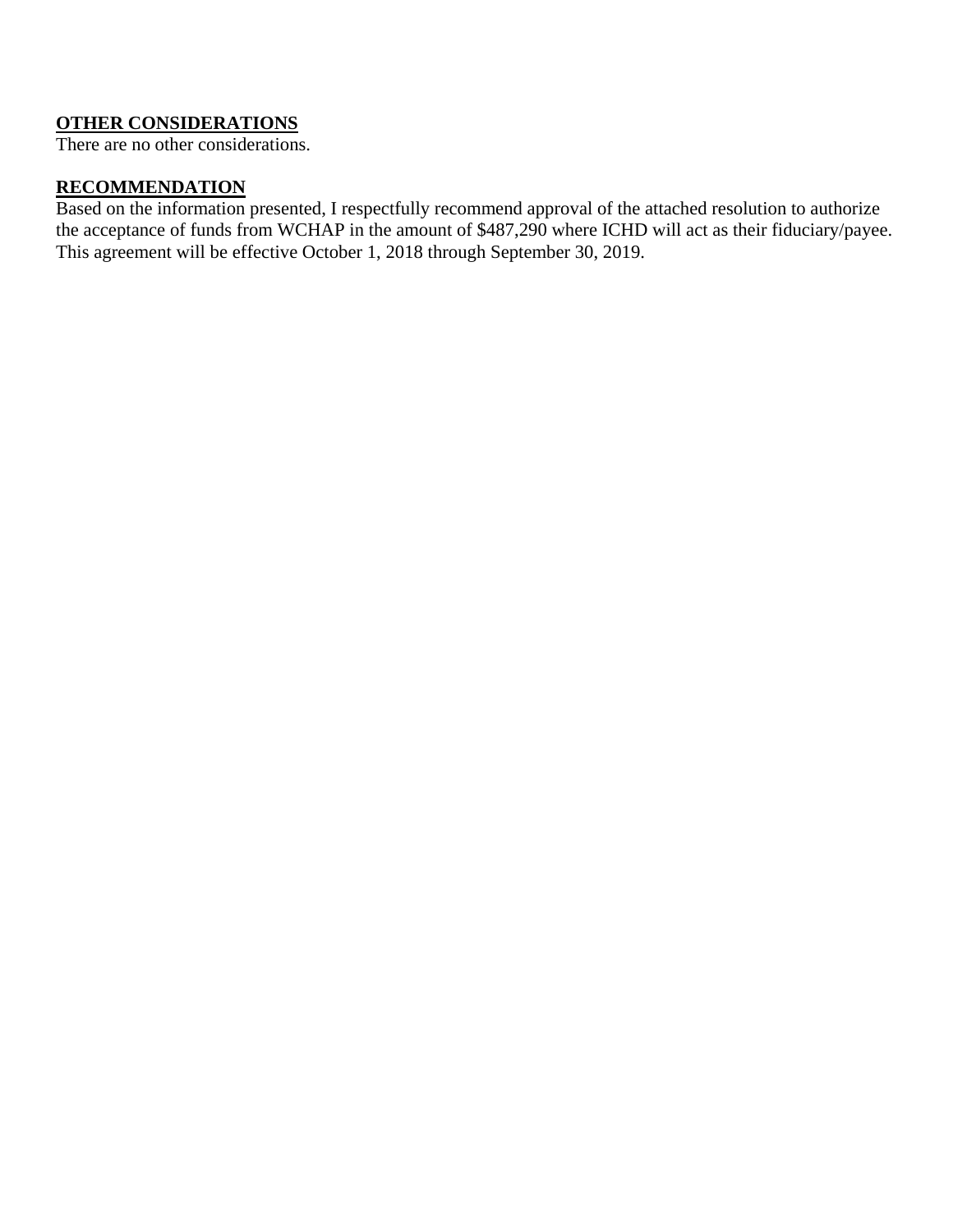**OTHER CONSIDERATIONS**

There are no other considerations.

**RECOMMENDATION**

Based on the information presented, I respectfully recommend approval of the attached resolution to authorize the acceptance of funds from WCHAP in the amount of $487,290 where ICHD will act as their fiduciary/payee. This agreement will be effective October 1, 2018 through September 30, 2019.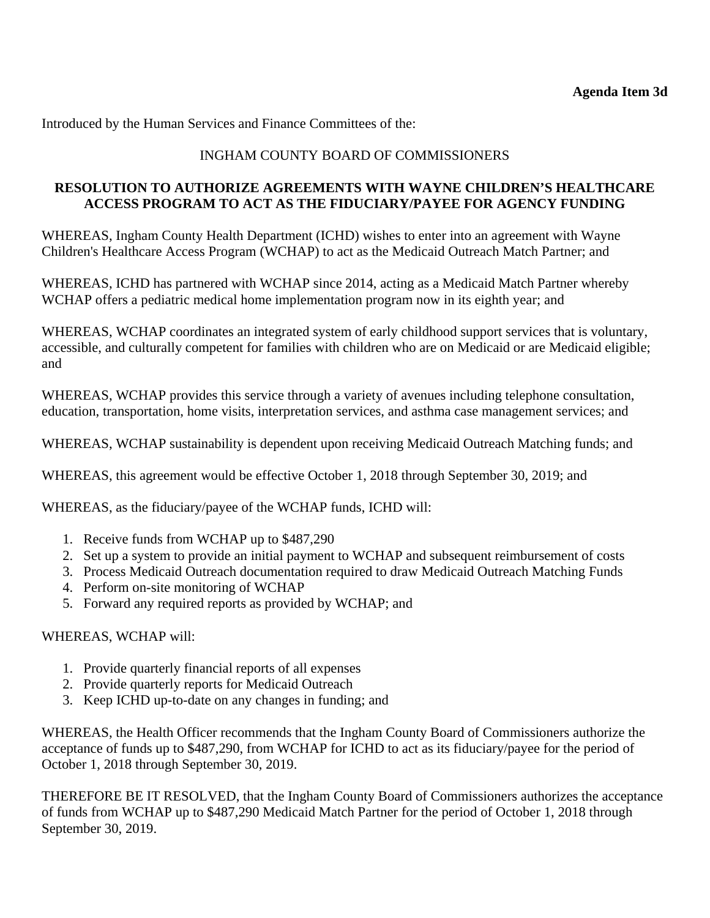**Agenda Item 3d**

Introduced by the Human Services and Finance Committees of the:

INGHAM COUNTY BOARD OF COMMISSIONERS

**RESOLUTION TO AUTHORIZE AGREEMENTS WITH WAYNE CHILDREN'S HEALTHCARE ACCESS PROGRAM TO ACT AS THE FIDUCIARY/PAYEE FOR AGENCY FUNDING**

WHEREAS, Ingham County Health Department (ICHD) wishes to enter into an agreement with Wayne Children's Healthcare Access Program (WCHAP) to act as the Medicaid Outreach Match Partner; and

WHEREAS, ICHD has partnered with WCHAP since 2014, acting as a Medicaid Match Partner whereby WCHAP offers a pediatric medical home implementation program now in its eighth year; and

WHEREAS, WCHAP coordinates an integrated system of early childhood support services that is voluntary, accessible, and culturally competent for families with children who are on Medicaid or are Medicaid eligible; and

WHEREAS, WCHAP provides this service through a variety of avenues including telephone consultation, education, transportation, home visits, interpretation services, and asthma case management services; and

WHEREAS, WCHAP sustainability is dependent upon receiving Medicaid Outreach Matching funds; and

WHEREAS, this agreement would be effective October 1, 2018 through September 30, 2019; and

WHEREAS, as the fiduciary/payee of the WCHAP funds, ICHD will:

1. Receive funds from WCHAP up to $487,290
2. Set up a system to provide an initial payment to WCHAP and subsequent reimbursement of costs
3. Process Medicaid Outreach documentation required to draw Medicaid Outreach Matching Funds
4. Perform on-site monitoring of WCHAP
5. Forward any required reports as provided by WCHAP; and

WHEREAS, WCHAP will:

1. Provide quarterly financial reports of all expenses
2. Provide quarterly reports for Medicaid Outreach
3. Keep ICHD up-to-date on any changes in funding; and

WHEREAS, the Health Officer recommends that the Ingham County Board of Commissioners authorize the acceptance of funds up to $487,290, from WCHAP for ICHD to act as its fiduciary/payee for the period of October 1, 2018 through September 30, 2019.

THEREFORE BE IT RESOLVED, that the Ingham County Board of Commissioners authorizes the acceptance of funds from WCHAP up to $487,290 Medicaid Match Partner for the period of October 1, 2018 through September 30, 2019.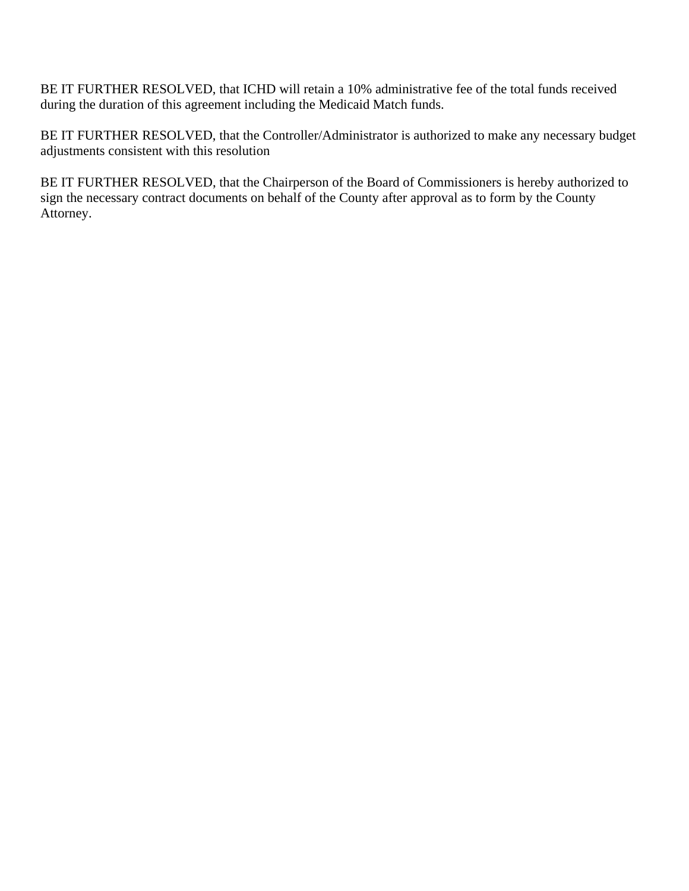BE IT FURTHER RESOLVED, that ICHD will retain a 10% administrative fee of the total funds received during the duration of this agreement including the Medicaid Match funds.

BE IT FURTHER RESOLVED, that the Controller/Administrator is authorized to make any necessary budget adjustments consistent with this resolution

BE IT FURTHER RESOLVED, that the Chairperson of the Board of Commissioners is hereby authorized to sign the necessary contract documents on behalf of the County after approval as to form by the County Attorney.